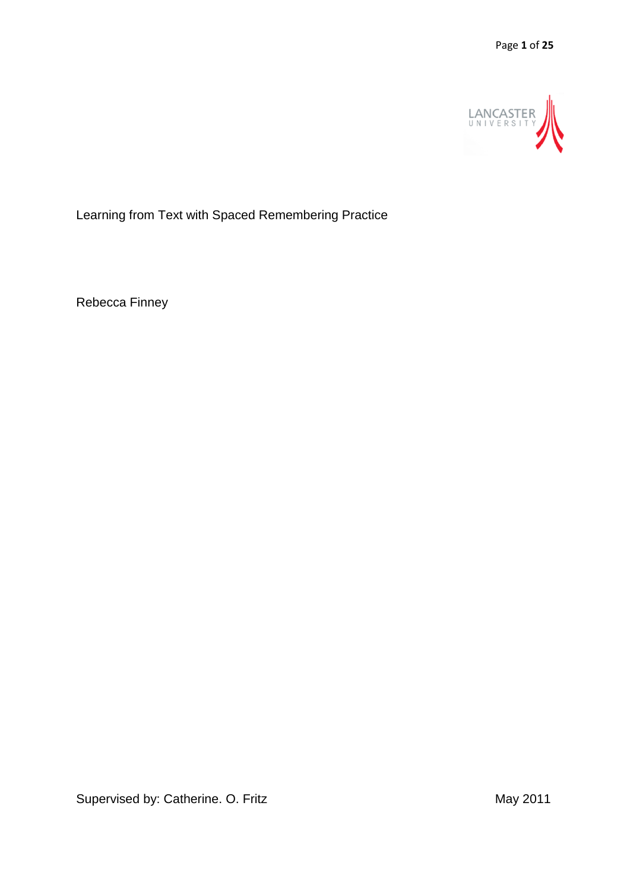LANCASTER UNIVERSITY

# Learning from Text with Spaced Remembering Practice

Rebecca Finney

Supervised by: Catherine. O. Fritz

May 2011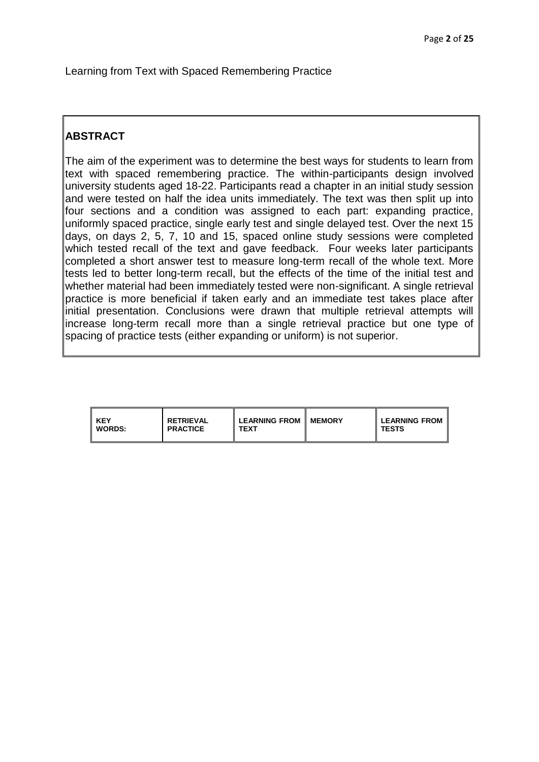Learning from Text with Spaced Remembering Practice

## ABSTRACT

The aim of the experiment was to determine the best ways for students to learn from text with spaced remembering practice. The within-participants design involved university students aged 18-22. Participants read a chapter in an initial study session and were tested on half the idea units immediately. The text was then split up into four sections and a condition was assigned to each part: expanding practice, uniformly spaced practice, single early test and single delayed test. Over the next 15 days, on days 2, 5, 7, 10 and 15, spaced online study sessions were completed which tested recall of the text and gave feedback. Four weeks later participants completed a short answer test to measure long-term recall of the whole text. More tests led to better long-term recall, but the effects of the time of the initial test and whether material had been immediately tested were non-significant. A single retrieval practice is more beneficial if taken early and an immediate test takes place after initial presentation. Conclusions were drawn that multiple retrieval attempts will increase long-term recall more than a single retrieval practice but one type of spacing of practice tests (either expanding or uniform) is not superior.

| KEY WORDS: | RETRIEVAL PRACTICE | LEARNING FROM TEXT | MEMORY | LEARNING FROM TESTS |
|---|---|---|---|---|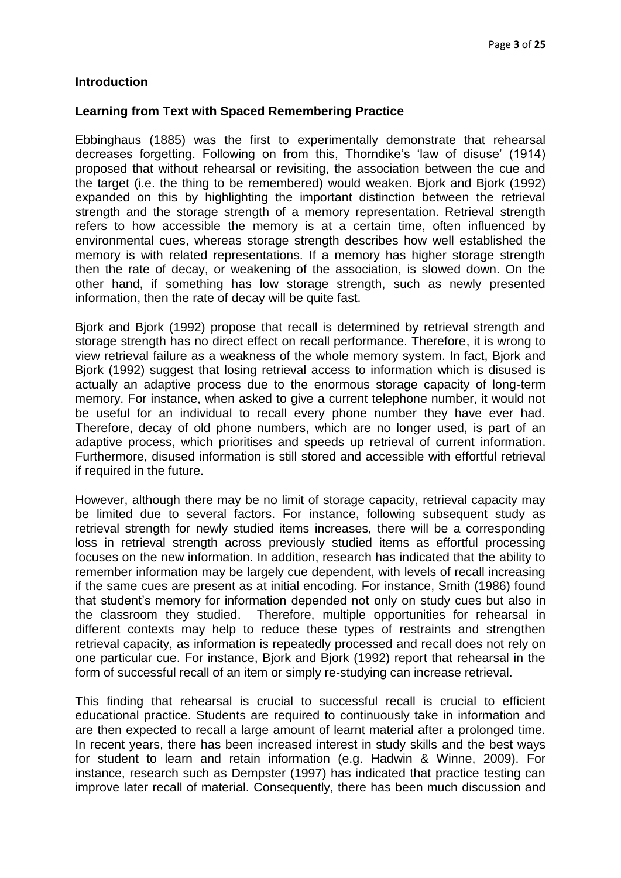## Introduction

### Learning from Text with Spaced Remembering Practice

Ebbinghaus (1885) was the first to experimentally demonstrate that rehearsal decreases forgetting. Following on from this, Thorndike's 'law of disuse' (1914) proposed that without rehearsal or revisiting, the association between the cue and the target (i.e. the thing to be remembered) would weaken. Bjork and Bjork (1992) expanded on this by highlighting the important distinction between the retrieval strength and the storage strength of a memory representation. Retrieval strength refers to how accessible the memory is at a certain time, often influenced by environmental cues, whereas storage strength describes how well established the memory is with related representations. If a memory has higher storage strength then the rate of decay, or weakening of the association, is slowed down. On the other hand, if something has low storage strength, such as newly presented information, then the rate of decay will be quite fast.

Bjork and Bjork (1992) propose that recall is determined by retrieval strength and storage strength has no direct effect on recall performance. Therefore, it is wrong to view retrieval failure as a weakness of the whole memory system. In fact, Bjork and Bjork (1992) suggest that losing retrieval access to information which is disused is actually an adaptive process due to the enormous storage capacity of long-term memory. For instance, when asked to give a current telephone number, it would not be useful for an individual to recall every phone number they have ever had. Therefore, decay of old phone numbers, which are no longer used, is part of an adaptive process, which prioritises and speeds up retrieval of current information. Furthermore, disused information is still stored and accessible with effortful retrieval if required in the future.

However, although there may be no limit of storage capacity, retrieval capacity may be limited due to several factors. For instance, following subsequent study as retrieval strength for newly studied items increases, there will be a corresponding loss in retrieval strength across previously studied items as effortful processing focuses on the new information. In addition, research has indicated that the ability to remember information may be largely cue dependent, with levels of recall increasing if the same cues are present as at initial encoding. For instance, Smith (1986) found that student's memory for information depended not only on study cues but also in the classroom they studied. Therefore, multiple opportunities for rehearsal in different contexts may help to reduce these types of restraints and strengthen retrieval capacity, as information is repeatedly processed and recall does not rely on one particular cue. For instance, Bjork and Bjork (1992) report that rehearsal in the form of successful recall of an item or simply re-studying can increase retrieval.

This finding that rehearsal is crucial to successful recall is crucial to efficient educational practice. Students are required to continuously take in information and are then expected to recall a large amount of learnt material after a prolonged time. In recent years, there has been increased interest in study skills and the best ways for student to learn and retain information (e.g. Hadwin & Winne, 2009). For instance, research such as Dempster (1997) has indicated that practice testing can improve later recall of material. Consequently, there has been much discussion and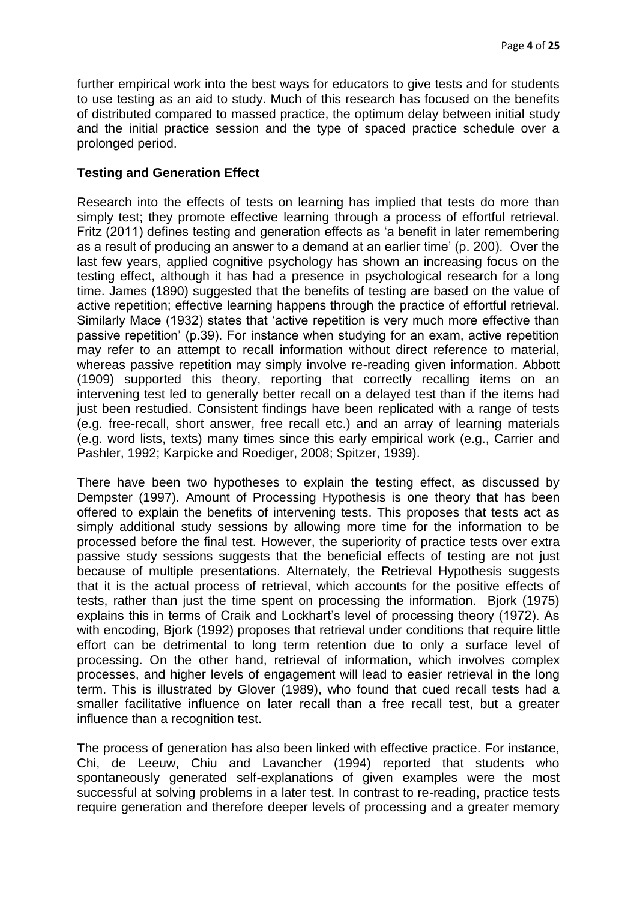further empirical work into the best ways for educators to give tests and for students to use testing as an aid to study. Much of this research has focused on the benefits of distributed compared to massed practice, the optimum delay between initial study and the initial practice session and the type of spaced practice schedule over a prolonged period.

**Testing and Generation Effect**

Research into the effects of tests on learning has implied that tests do more than simply test; they promote effective learning through a process of effortful retrieval. Fritz (2011) defines testing and generation effects as 'a benefit in later remembering as a result of producing an answer to a demand at an earlier time' (p. 200). Over the last few years, applied cognitive psychology has shown an increasing focus on the testing effect, although it has had a presence in psychological research for a long time. James (1890) suggested that the benefits of testing are based on the value of active repetition; effective learning happens through the practice of effortful retrieval. Similarly Mace (1932) states that 'active repetition is very much more effective than passive repetition' (p.39). For instance when studying for an exam, active repetition may refer to an attempt to recall information without direct reference to material, whereas passive repetition may simply involve re-reading given information. Abbott (1909) supported this theory, reporting that correctly recalling items on an intervening test led to generally better recall on a delayed test than if the items had just been restudied. Consistent findings have been replicated with a range of tests (e.g. free-recall, short answer, free recall etc.) and an array of learning materials (e.g. word lists, texts) many times since this early empirical work (e.g., Carrier and Pashler, 1992; Karpicke and Roediger, 2008; Spitzer, 1939).

There have been two hypotheses to explain the testing effect, as discussed by Dempster (1997). Amount of Processing Hypothesis is one theory that has been offered to explain the benefits of intervening tests. This proposes that tests act as simply additional study sessions by allowing more time for the information to be processed before the final test. However, the superiority of practice tests over extra passive study sessions suggests that the beneficial effects of testing are not just because of multiple presentations. Alternately, the Retrieval Hypothesis suggests that it is the actual process of retrieval, which accounts for the positive effects of tests, rather than just the time spent on processing the information. Bjork (1975) explains this in terms of Craik and Lockhart's level of processing theory (1972). As with encoding, Bjork (1992) proposes that retrieval under conditions that require little effort can be detrimental to long term retention due to only a surface level of processing. On the other hand, retrieval of information, which involves complex processes, and higher levels of engagement will lead to easier retrieval in the long term. This is illustrated by Glover (1989), who found that cued recall tests had a smaller facilitative influence on later recall than a free recall test, but a greater influence than a recognition test.

The process of generation has also been linked with effective practice. For instance, Chi, de Leeuw, Chiu and Lavancher (1994) reported that students who spontaneously generated self-explanations of given examples were the most successful at solving problems in a later test. In contrast to re-reading, practice tests require generation and therefore deeper levels of processing and a greater memory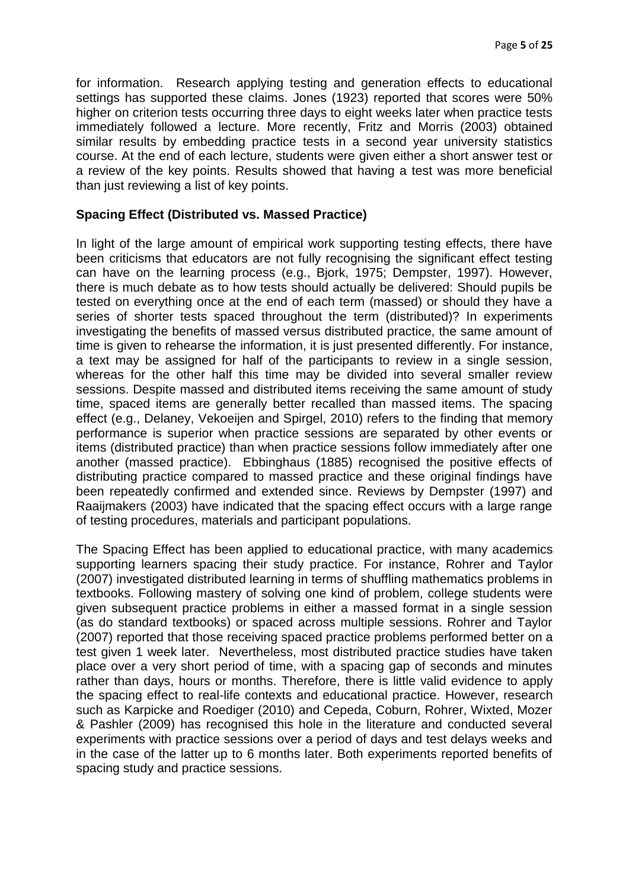for information. Research applying testing and generation effects to educational settings has supported these claims. Jones (1923) reported that scores were 50% higher on criterion tests occurring three days to eight weeks later when practice tests immediately followed a lecture. More recently, Fritz and Morris (2003) obtained similar results by embedding practice tests in a second year university statistics course. At the end of each lecture, students were given either a short answer test or a review of the key points. Results showed that having a test was more beneficial than just reviewing a list of key points.

**Spacing Effect (Distributed vs. Massed Practice)**

In light of the large amount of empirical work supporting testing effects, there have been criticisms that educators are not fully recognising the significant effect testing can have on the learning process (e.g., Bjork, 1975; Dempster, 1997). However, there is much debate as to how tests should actually be delivered: Should pupils be tested on everything once at the end of each term (massed) or should they have a series of shorter tests spaced throughout the term (distributed)? In experiments investigating the benefits of massed versus distributed practice, the same amount of time is given to rehearse the information, it is just presented differently. For instance, a text may be assigned for half of the participants to review in a single session, whereas for the other half this time may be divided into several smaller review sessions. Despite massed and distributed items receiving the same amount of study time, spaced items are generally better recalled than massed items. The spacing effect (e.g., Delaney, Vekoeijen and Spirgel, 2010) refers to the finding that memory performance is superior when practice sessions are separated by other events or items (distributed practice) than when practice sessions follow immediately after one another (massed practice). Ebbinghaus (1885) recognised the positive effects of distributing practice compared to massed practice and these original findings have been repeatedly confirmed and extended since. Reviews by Dempster (1997) and Raaijmakers (2003) have indicated that the spacing effect occurs with a large range of testing procedures, materials and participant populations.

The Spacing Effect has been applied to educational practice, with many academics supporting learners spacing their study practice. For instance, Rohrer and Taylor (2007) investigated distributed learning in terms of shuffling mathematics problems in textbooks. Following mastery of solving one kind of problem, college students were given subsequent practice problems in either a massed format in a single session (as do standard textbooks) or spaced across multiple sessions. Rohrer and Taylor (2007) reported that those receiving spaced practice problems performed better on a test given 1 week later. Nevertheless, most distributed practice studies have taken place over a very short period of time, with a spacing gap of seconds and minutes rather than days, hours or months. Therefore, there is little valid evidence to apply the spacing effect to real-life contexts and educational practice. However, research such as Karpicke and Roediger (2010) and Cepeda, Coburn, Rohrer, Wixted, Mozer & Pashler (2009) has recognised this hole in the literature and conducted several experiments with practice sessions over a period of days and test delays weeks and in the case of the latter up to 6 months later. Both experiments reported benefits of spacing study and practice sessions.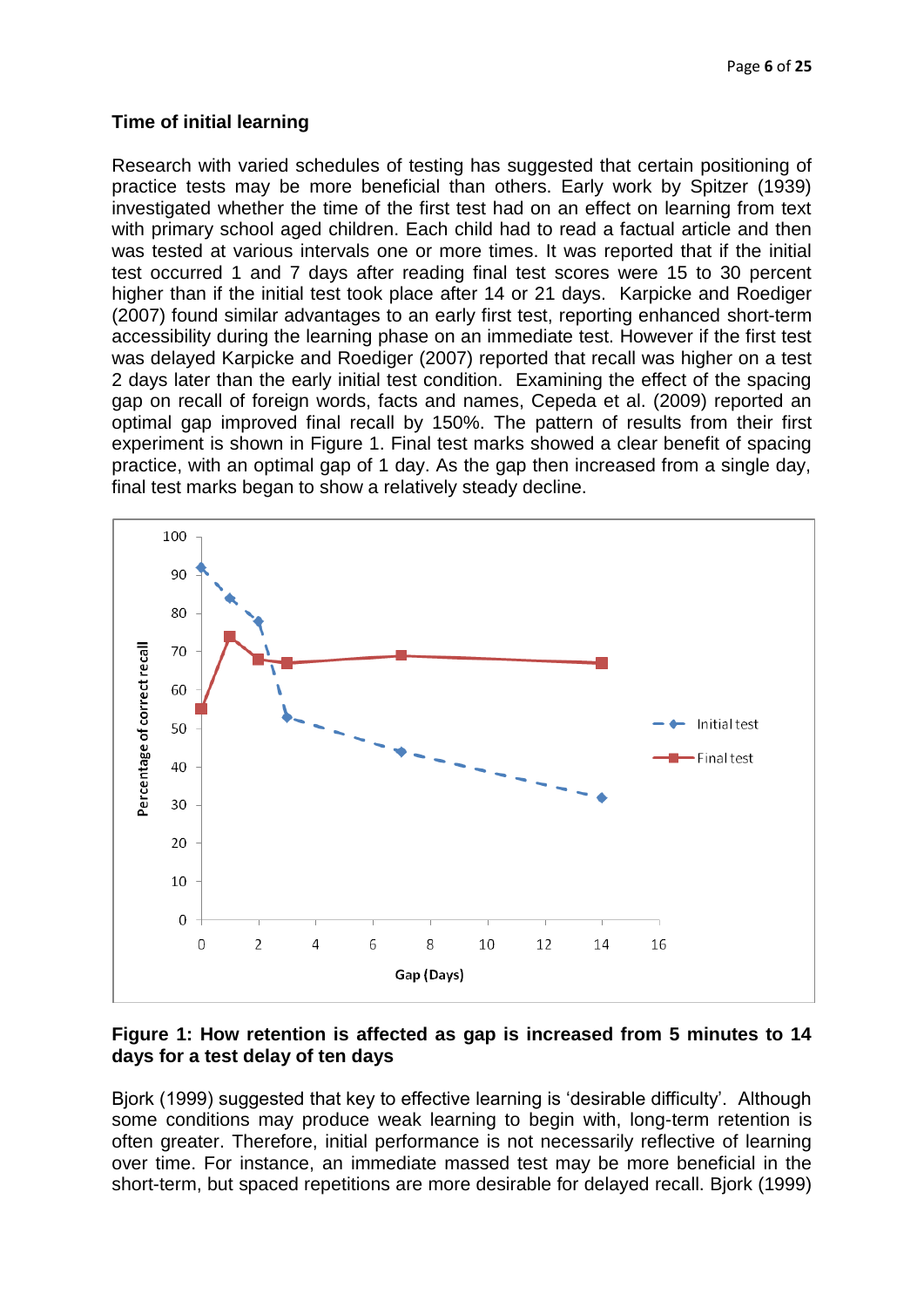### Time of initial learning

Research with varied schedules of testing has suggested that certain positioning of practice tests may be more beneficial than others. Early work by Spitzer (1939) investigated whether the time of the first test had on an effect on learning from text with primary school aged children. Each child had to read a factual article and then was tested at various intervals one or more times. It was reported that if the initial test occurred 1 and 7 days after reading final test scores were 15 to 30 percent higher than if the initial test took place after 14 or 21 days. Karpicke and Roediger (2007) found similar advantages to an early first test, reporting enhanced short-term accessibility during the learning phase on an immediate test. However if the first test was delayed Karpicke and Roediger (2007) reported that recall was higher on a test 2 days later than the early initial test condition. Examining the effect of the spacing gap on recall of foreign words, facts and names, Cepeda et al. (2009) reported an optimal gap improved final recall by 150%. The pattern of results from their first experiment is shown in Figure 1. Final test marks showed a clear benefit of spacing practice, with an optimal gap of 1 day. As the gap then increased from a single day, final test marks began to show a relatively steady decline.

**Figure 1: How retention is affected as gap is increased from 5 minutes to 14 days for a test delay of ten days**

Bjork (1999) suggested that key to effective learning is 'desirable difficulty'. Although some conditions may produce weak learning to begin with, long-term retention is often greater. Therefore, initial performance is not necessarily reflective of learning over time. For instance, an immediate massed test may be more beneficial in the short-term, but spaced repetitions are more desirable for delayed recall. Bjork (1999)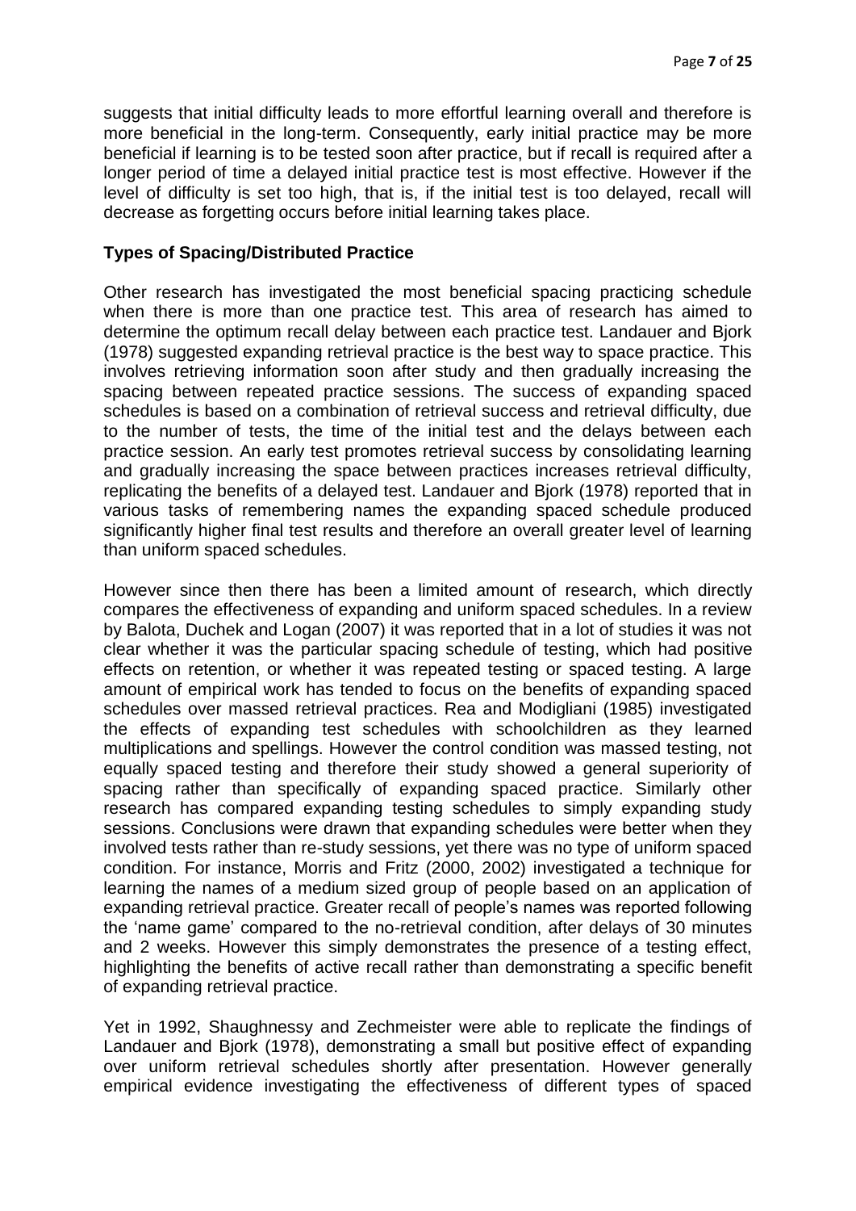suggests that initial difficulty leads to more effortful learning overall and therefore is more beneficial in the long-term. Consequently, early initial practice may be more beneficial if learning is to be tested soon after practice, but if recall is required after a longer period of time a delayed initial practice test is most effective. However if the level of difficulty is set too high, that is, if the initial test is too delayed, recall will decrease as forgetting occurs before initial learning takes place.

**Types of Spacing/Distributed Practice**

Other research has investigated the most beneficial spacing practicing schedule when there is more than one practice test. This area of research has aimed to determine the optimum recall delay between each practice test. Landauer and Bjork (1978) suggested expanding retrieval practice is the best way to space practice. This involves retrieving information soon after study and then gradually increasing the spacing between repeated practice sessions. The success of expanding spaced schedules is based on a combination of retrieval success and retrieval difficulty, due to the number of tests, the time of the initial test and the delays between each practice session. An early test promotes retrieval success by consolidating learning and gradually increasing the space between practices increases retrieval difficulty, replicating the benefits of a delayed test. Landauer and Bjork (1978) reported that in various tasks of remembering names the expanding spaced schedule produced significantly higher final test results and therefore an overall greater level of learning than uniform spaced schedules.

However since then there has been a limited amount of research, which directly compares the effectiveness of expanding and uniform spaced schedules. In a review by Balota, Duchek and Logan (2007) it was reported that in a lot of studies it was not clear whether it was the particular spacing schedule of testing, which had positive effects on retention, or whether it was repeated testing or spaced testing. A large amount of empirical work has tended to focus on the benefits of expanding spaced schedules over massed retrieval practices. Rea and Modigliani (1985) investigated the effects of expanding test schedules with schoolchildren as they learned multiplications and spellings. However the control condition was massed testing, not equally spaced testing and therefore their study showed a general superiority of spacing rather than specifically of expanding spaced practice. Similarly other research has compared expanding testing schedules to simply expanding study sessions. Conclusions were drawn that expanding schedules were better when they involved tests rather than re-study sessions, yet there was no type of uniform spaced condition. For instance, Morris and Fritz (2000, 2002) investigated a technique for learning the names of a medium sized group of people based on an application of expanding retrieval practice. Greater recall of people's names was reported following the 'name game' compared to the no-retrieval condition, after delays of 30 minutes and 2 weeks. However this simply demonstrates the presence of a testing effect, highlighting the benefits of active recall rather than demonstrating a specific benefit of expanding retrieval practice.

Yet in 1992, Shaughnessy and Zechmeister were able to replicate the findings of Landauer and Bjork (1978), demonstrating a small but positive effect of expanding over uniform retrieval schedules shortly after presentation. However generally empirical evidence investigating the effectiveness of different types of spaced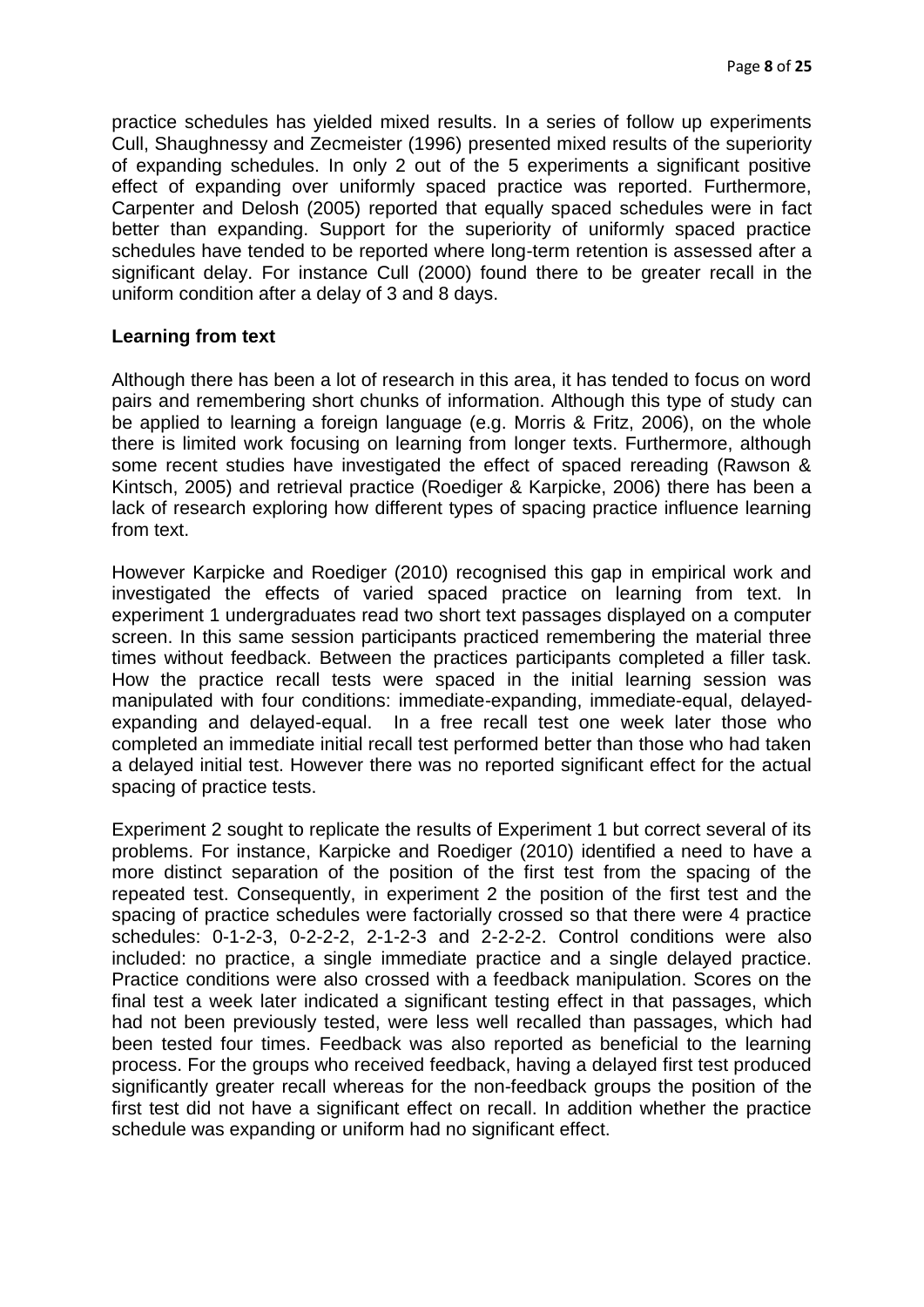practice schedules has yielded mixed results. In a series of follow up experiments Cull, Shaughnessy and Zecmeister (1996) presented mixed results of the superiority of expanding schedules. In only 2 out of the 5 experiments a significant positive effect of expanding over uniformly spaced practice was reported. Furthermore, Carpenter and Delosh (2005) reported that equally spaced schedules were in fact better than expanding. Support for the superiority of uniformly spaced practice schedules have tended to be reported where long-term retention is assessed after a significant delay. For instance Cull (2000) found there to be greater recall in the uniform condition after a delay of 3 and 8 days.

**Learning from text**

Although there has been a lot of research in this area, it has tended to focus on word pairs and remembering short chunks of information. Although this type of study can be applied to learning a foreign language (e.g. Morris & Fritz, 2006), on the whole there is limited work focusing on learning from longer texts. Furthermore, although some recent studies have investigated the effect of spaced rereading (Rawson & Kintsch, 2005) and retrieval practice (Roediger & Karpicke, 2006) there has been a lack of research exploring how different types of spacing practice influence learning from text.

However Karpicke and Roediger (2010) recognised this gap in empirical work and investigated the effects of varied spaced practice on learning from text. In experiment 1 undergraduates read two short text passages displayed on a computer screen. In this same session participants practiced remembering the material three times without feedback. Between the practices participants completed a filler task. How the practice recall tests were spaced in the initial learning session was manipulated with four conditions: immediate-expanding, immediate-equal, delayed-expanding and delayed-equal. In a free recall test one week later those who completed an immediate initial recall test performed better than those who had taken a delayed initial test. However there was no reported significant effect for the actual spacing of practice tests.

Experiment 2 sought to replicate the results of Experiment 1 but correct several of its problems. For instance, Karpicke and Roediger (2010) identified a need to have a more distinct separation of the position of the first test from the spacing of the repeated test. Consequently, in experiment 2 the position of the first test and the spacing of practice schedules were factorially crossed so that there were 4 practice schedules: 0-1-2-3, 0-2-2-2, 2-1-2-3 and 2-2-2-2. Control conditions were also included: no practice, a single immediate practice and a single delayed practice. Practice conditions were also crossed with a feedback manipulation. Scores on the final test a week later indicated a significant testing effect in that passages, which had not been previously tested, were less well recalled than passages, which had been tested four times. Feedback was also reported as beneficial to the learning process. For the groups who received feedback, having a delayed first test produced significantly greater recall whereas for the non-feedback groups the position of the first test did not have a significant effect on recall. In addition whether the practice schedule was expanding or uniform had no significant effect.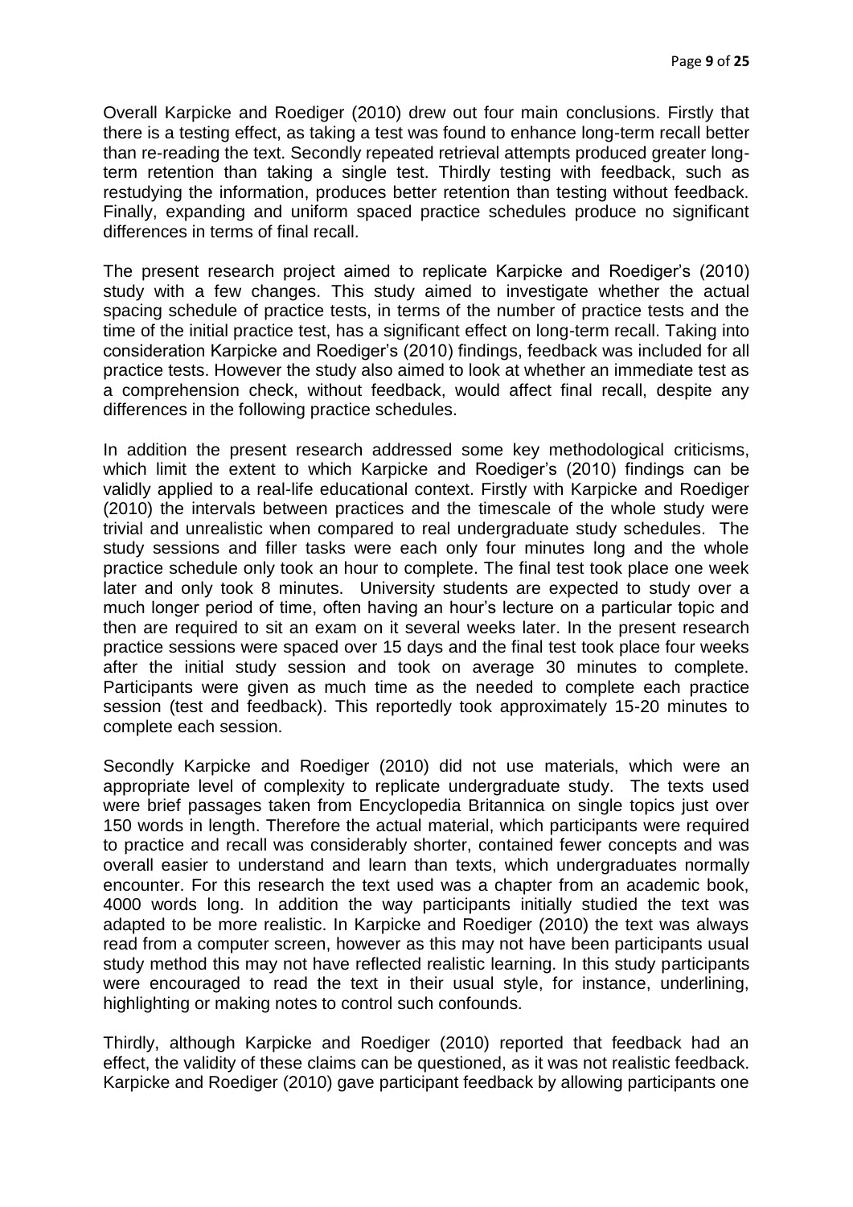Overall Karpicke and Roediger (2010) drew out four main conclusions. Firstly that there is a testing effect, as taking a test was found to enhance long-term recall better than re-reading the text. Secondly repeated retrieval attempts produced greater long-term retention than taking a single test. Thirdly testing with feedback, such as restudying the information, produces better retention than testing without feedback. Finally, expanding and uniform spaced practice schedules produce no significant differences in terms of final recall.

The present research project aimed to replicate Karpicke and Roediger's (2010) study with a few changes. This study aimed to investigate whether the actual spacing schedule of practice tests, in terms of the number of practice tests and the time of the initial practice test, has a significant effect on long-term recall. Taking into consideration Karpicke and Roediger's (2010) findings, feedback was included for all practice tests. However the study also aimed to look at whether an immediate test as a comprehension check, without feedback, would affect final recall, despite any differences in the following practice schedules.

In addition the present research addressed some key methodological criticisms, which limit the extent to which Karpicke and Roediger's (2010) findings can be validly applied to a real-life educational context. Firstly with Karpicke and Roediger (2010) the intervals between practices and the timescale of the whole study were trivial and unrealistic when compared to real undergraduate study schedules. The study sessions and filler tasks were each only four minutes long and the whole practice schedule only took an hour to complete. The final test took place one week later and only took 8 minutes. University students are expected to study over a much longer period of time, often having an hour's lecture on a particular topic and then are required to sit an exam on it several weeks later. In the present research practice sessions were spaced over 15 days and the final test took place four weeks after the initial study session and took on average 30 minutes to complete. Participants were given as much time as the needed to complete each practice session (test and feedback). This reportedly took approximately 15-20 minutes to complete each session.

Secondly Karpicke and Roediger (2010) did not use materials, which were an appropriate level of complexity to replicate undergraduate study. The texts used were brief passages taken from Encyclopedia Britannica on single topics just over 150 words in length. Therefore the actual material, which participants were required to practice and recall was considerably shorter, contained fewer concepts and was overall easier to understand and learn than texts, which undergraduates normally encounter. For this research the text used was a chapter from an academic book, 4000 words long. In addition the way participants initially studied the text was adapted to be more realistic. In Karpicke and Roediger (2010) the text was always read from a computer screen, however as this may not have been participants usual study method this may not have reflected realistic learning. In this study participants were encouraged to read the text in their usual style, for instance, underlining, highlighting or making notes to control such confounds.

Thirdly, although Karpicke and Roediger (2010) reported that feedback had an effect, the validity of these claims can be questioned, as it was not realistic feedback. Karpicke and Roediger (2010) gave participant feedback by allowing participants one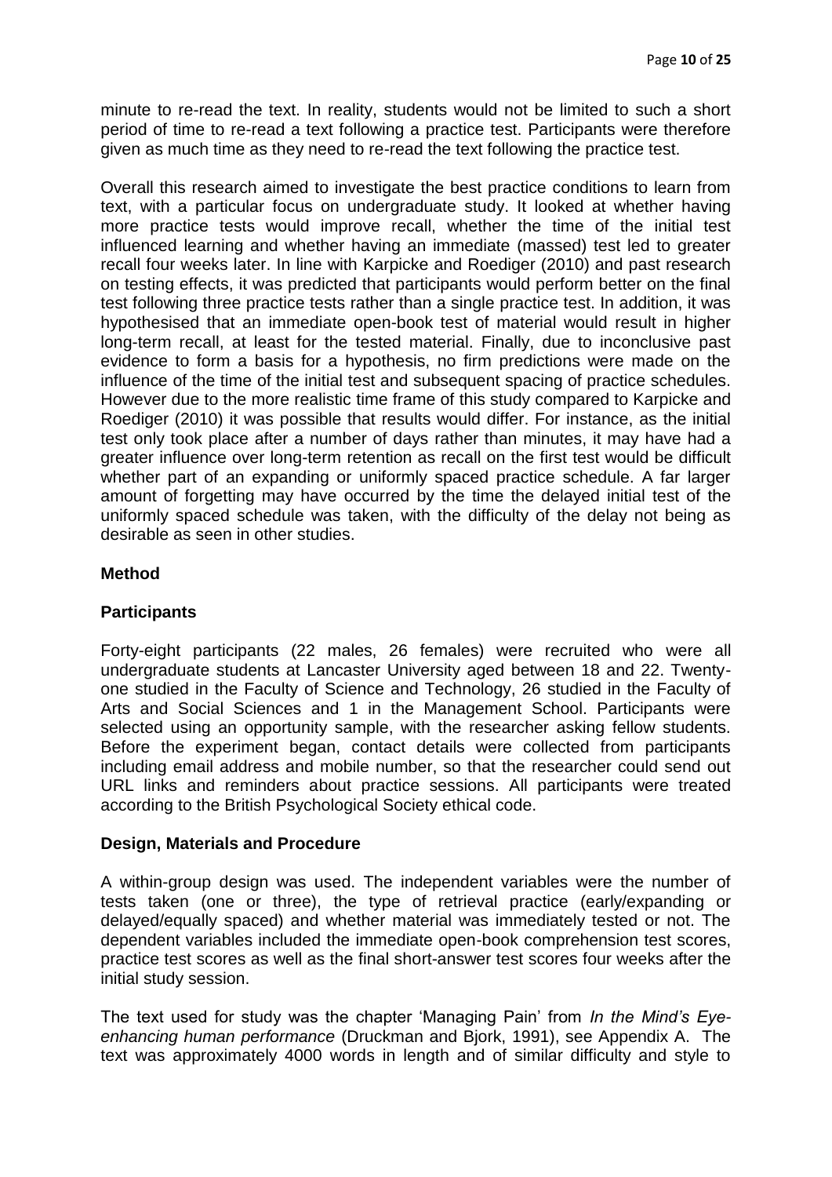minute to re-read the text. In reality, students would not be limited to such a short period of time to re-read a text following a practice test. Participants were therefore given as much time as they need to re-read the text following the practice test.

Overall this research aimed to investigate the best practice conditions to learn from text, with a particular focus on undergraduate study. It looked at whether having more practice tests would improve recall, whether the time of the initial test influenced learning and whether having an immediate (massed) test led to greater recall four weeks later. In line with Karpicke and Roediger (2010) and past research on testing effects, it was predicted that participants would perform better on the final test following three practice tests rather than a single practice test. In addition, it was hypothesised that an immediate open-book test of material would result in higher long-term recall, at least for the tested material. Finally, due to inconclusive past evidence to form a basis for a hypothesis, no firm predictions were made on the influence of the time of the initial test and subsequent spacing of practice schedules. However due to the more realistic time frame of this study compared to Karpicke and Roediger (2010) it was possible that results would differ. For instance, as the initial test only took place after a number of days rather than minutes, it may have had a greater influence over long-term retention as recall on the first test would be difficult whether part of an expanding or uniformly spaced practice schedule. A far larger amount of forgetting may have occurred by the time the delayed initial test of the uniformly spaced schedule was taken, with the difficulty of the delay not being as desirable as seen in other studies.

## Method

### Participants

Forty-eight participants (22 males, 26 females) were recruited who were all undergraduate students at Lancaster University aged between 18 and 22. Twenty-one studied in the Faculty of Science and Technology, 26 studied in the Faculty of Arts and Social Sciences and 1 in the Management School. Participants were selected using an opportunity sample, with the researcher asking fellow students. Before the experiment began, contact details were collected from participants including email address and mobile number, so that the researcher could send out URL links and reminders about practice sessions. All participants were treated according to the British Psychological Society ethical code.

### Design, Materials and Procedure

A within-group design was used. The independent variables were the number of tests taken (one or three), the type of retrieval practice (early/expanding or delayed/equally spaced) and whether material was immediately tested or not. The dependent variables included the immediate open-book comprehension test scores, practice test scores as well as the final short-answer test scores four weeks after the initial study session.

The text used for study was the chapter 'Managing Pain' from *In the Mind's Eye-enhancing human performance* (Druckman and Bjork, 1991), see Appendix A. The text was approximately 4000 words in length and of similar difficulty and style to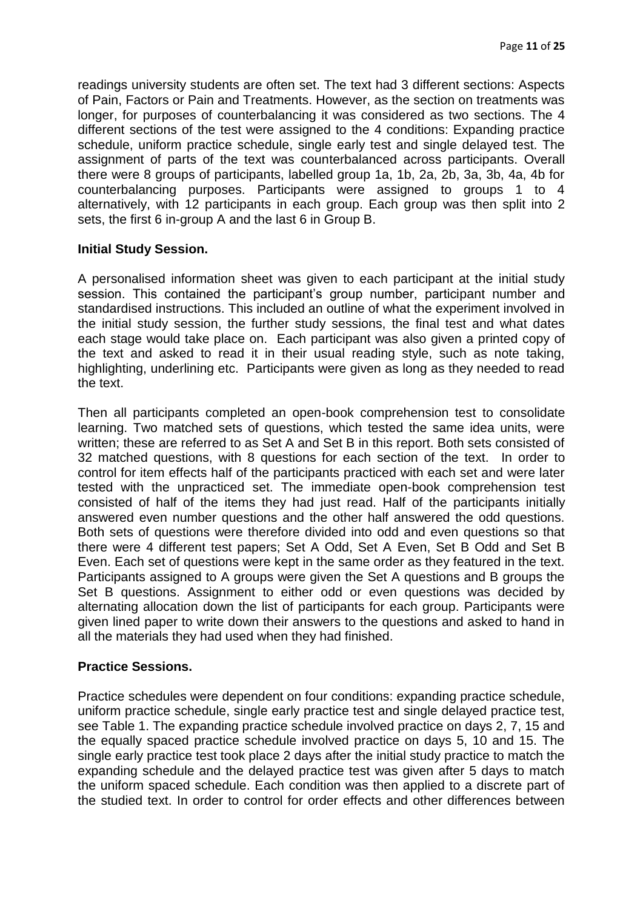readings university students are often set. The text had 3 different sections: Aspects of Pain, Factors or Pain and Treatments. However, as the section on treatments was longer, for purposes of counterbalancing it was considered as two sections. The 4 different sections of the test were assigned to the 4 conditions: Expanding practice schedule, uniform practice schedule, single early test and single delayed test. The assignment of parts of the text was counterbalanced across participants. Overall there were 8 groups of participants, labelled group 1a, 1b, 2a, 2b, 3a, 3b, 4a, 4b for counterbalancing purposes. Participants were assigned to groups 1 to 4 alternatively, with 12 participants in each group. Each group was then split into 2 sets, the first 6 in-group A and the last 6 in Group B.

**Initial Study Session.**

A personalised information sheet was given to each participant at the initial study session. This contained the participant's group number, participant number and standardised instructions. This included an outline of what the experiment involved in the initial study session, the further study sessions, the final test and what dates each stage would take place on. Each participant was also given a printed copy of the text and asked to read it in their usual reading style, such as note taking, highlighting, underlining etc. Participants were given as long as they needed to read the text.

Then all participants completed an open-book comprehension test to consolidate learning. Two matched sets of questions, which tested the same idea units, were written; these are referred to as Set A and Set B in this report. Both sets consisted of 32 matched questions, with 8 questions for each section of the text. In order to control for item effects half of the participants practiced with each set and were later tested with the unpracticed set. The immediate open-book comprehension test consisted of half of the items they had just read. Half of the participants initially answered even number questions and the other half answered the odd questions. Both sets of questions were therefore divided into odd and even questions so that there were 4 different test papers; Set A Odd, Set A Even, Set B Odd and Set B Even. Each set of questions were kept in the same order as they featured in the text. Participants assigned to A groups were given the Set A questions and B groups the Set B questions. Assignment to either odd or even questions was decided by alternating allocation down the list of participants for each group. Participants were given lined paper to write down their answers to the questions and asked to hand in all the materials they had used when they had finished.

**Practice Sessions.**

Practice schedules were dependent on four conditions: expanding practice schedule, uniform practice schedule, single early practice test and single delayed practice test, see Table 1. The expanding practice schedule involved practice on days 2, 7, 15 and the equally spaced practice schedule involved practice on days 5, 10 and 15. The single early practice test took place 2 days after the initial study practice to match the expanding schedule and the delayed practice test was given after 5 days to match the uniform spaced schedule. Each condition was then applied to a discrete part of the studied text. In order to control for order effects and other differences between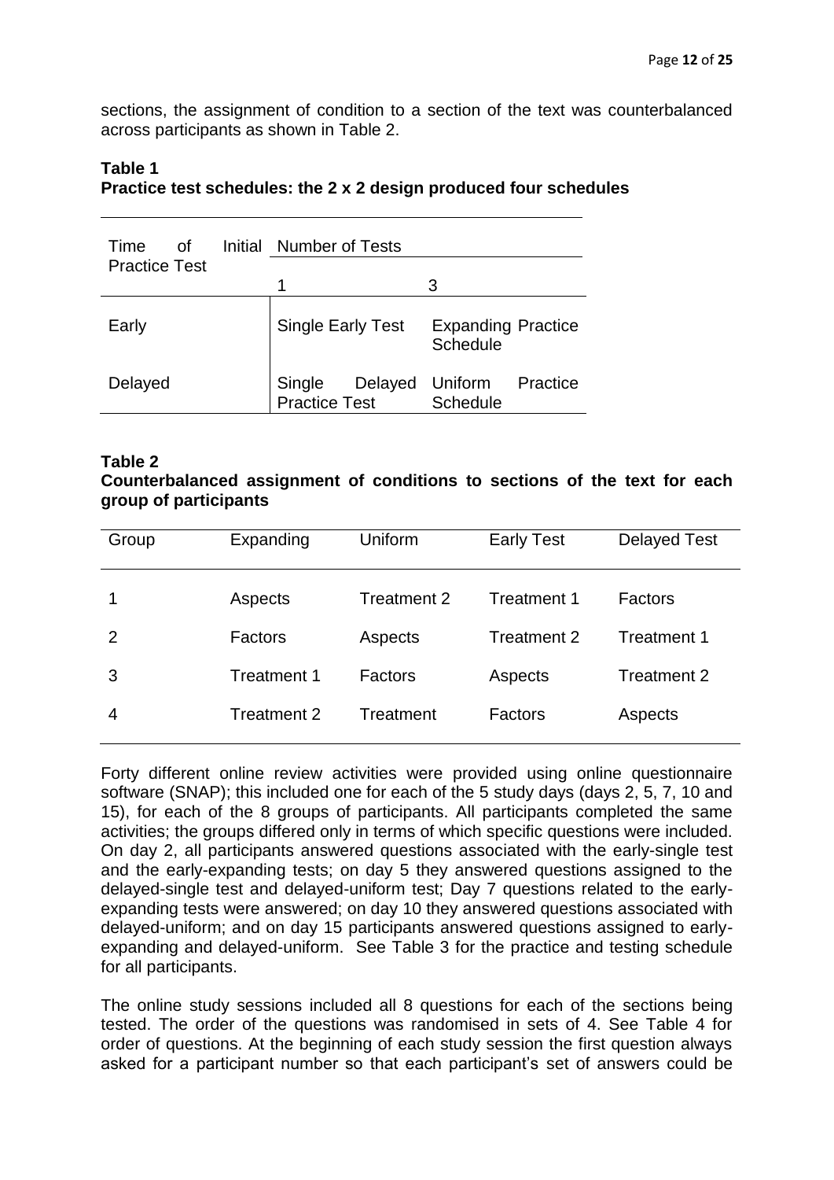sections, the assignment of condition to a section of the text was counterbalanced across participants as shown in Table 2.

**Table 1**
**Practice test schedules: the 2 x 2 design produced four schedules**

| Time of Initial Practice Test | Number of Tests | |
|---|---|---|
| | 1 | 3 |
| Early | Single Early Test | Expanding Practice Schedule |
| Delayed | Single Delayed Practice Test | Uniform Practice Schedule |

**Table 2**
**Counterbalanced assignment of conditions to sections of the text for each group of participants**

| Group | Expanding | Uniform | Early Test | Delayed Test |
|---|---|---|---|---|
| 1 | Aspects | Treatment 2 | Treatment 1 | Factors |
| 2 | Factors | Aspects | Treatment 2 | Treatment 1 |
| 3 | Treatment 1 | Factors | Aspects | Treatment 2 |
| 4 | Treatment 2 | Treatment | Factors | Aspects |

Forty different online review activities were provided using online questionnaire software (SNAP); this included one for each of the 5 study days (days 2, 5, 7, 10 and 15), for each of the 8 groups of participants. All participants completed the same activities; the groups differed only in terms of which specific questions were included. On day 2, all participants answered questions associated with the early-single test and the early-expanding tests; on day 5 they answered questions assigned to the delayed-single test and delayed-uniform test; Day 7 questions related to the early-expanding tests were answered; on day 10 they answered questions associated with delayed-uniform; and on day 15 participants answered questions assigned to early-expanding and delayed-uniform. See Table 3 for the practice and testing schedule for all participants.

The online study sessions included all 8 questions for each of the sections being tested. The order of the questions was randomised in sets of 4. See Table 4 for order of questions. At the beginning of each study session the first question always asked for a participant number so that each participant's set of answers could be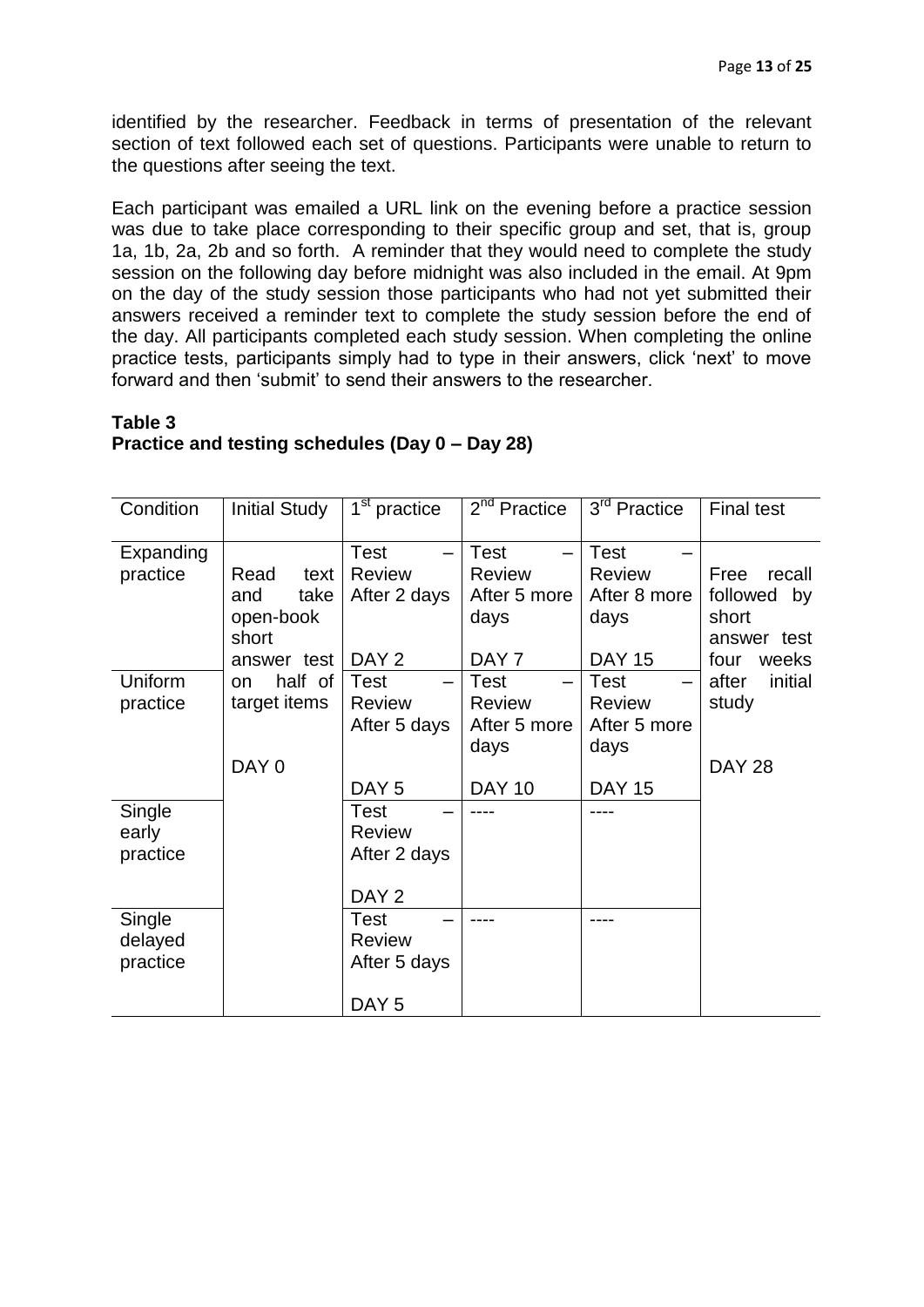identified by the researcher. Feedback in terms of presentation of the relevant section of text followed each set of questions. Participants were unable to return to the questions after seeing the text.

Each participant was emailed a URL link on the evening before a practice session was due to take place corresponding to their specific group and set, that is, group 1a, 1b, 2a, 2b and so forth. A reminder that they would need to complete the study session on the following day before midnight was also included in the email. At 9pm on the day of the study session those participants who had not yet submitted their answers received a reminder text to complete the study session before the end of the day. All participants completed each study session. When completing the online practice tests, participants simply had to type in their answers, click 'next' to move forward and then 'submit' to send their answers to the researcher.

**Table 3**
**Practice and testing schedules (Day 0 – Day 28)**

| Condition | Initial Study | 1st practice | 2nd Practice | 3rd Practice | Final test |
|---|---|---|---|---|---|
| Expanding practice | Read text and take open-book short answer test on half of target items<br><br>DAY 0 | Test – Review After 2 days<br><br>DAY 2 | Test – Review After 5 more days<br><br>DAY 7 | Test – Review After 8 more days<br><br>DAY 15 | Free recall followed by short answer test four weeks after initial study<br><br>DAY 28 |
| Uniform practice | | Test – Review After 5 days<br><br>DAY 5 | Test – Review After 5 more days<br><br>DAY 10 | Test – Review After 5 more days<br><br>DAY 15 | |
| Single early practice | | Test – Review After 2 days<br><br>DAY 2 | ---- | ---- | |
| Single delayed practice | | Test – Review After 5 days<br><br>DAY 5 | ---- | ---- | |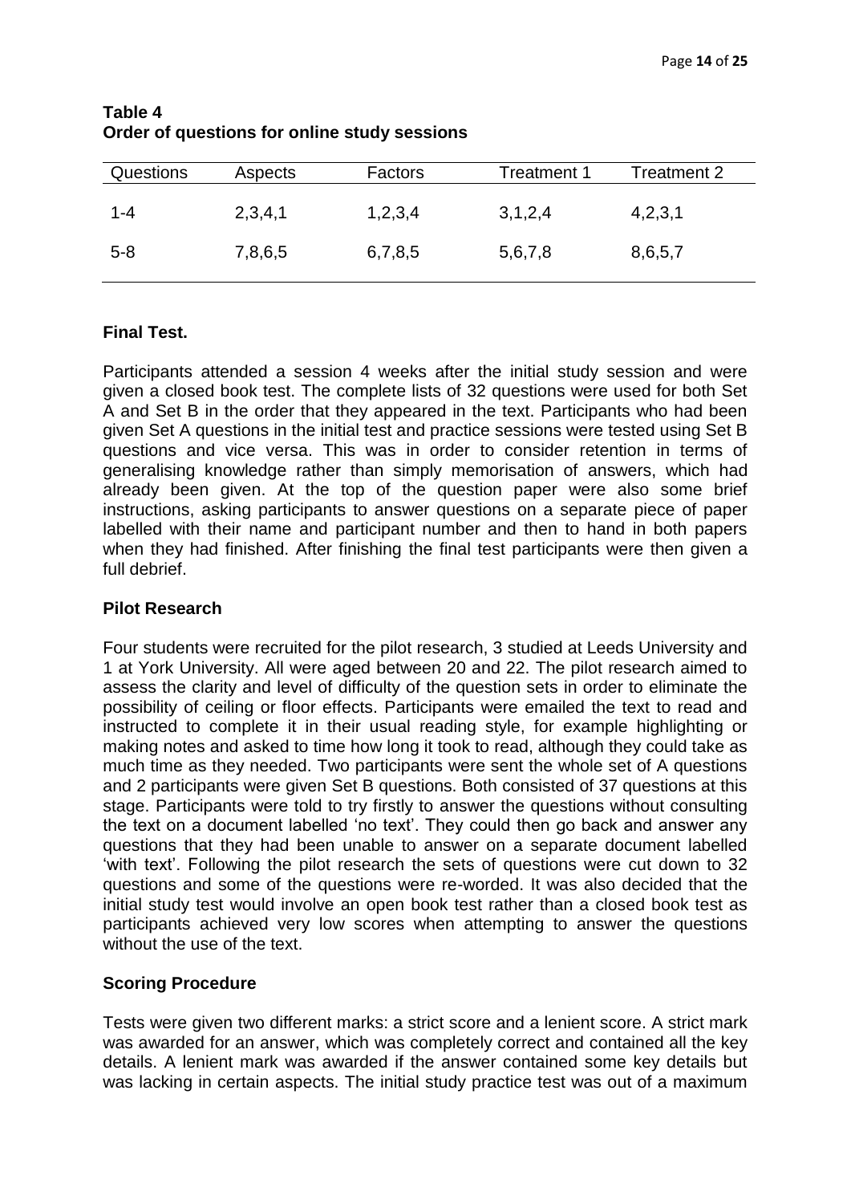**Table 4**
**Order of questions for online study sessions**

| Questions | Aspects | Factors | Treatment 1 | Treatment 2 |
|---|---|---|---|---|
| 1-4 | 2,3,4,1 | 1,2,3,4 | 3,1,2,4 | 4,2,3,1 |
| 5-8 | 7,8,6,5 | 6,7,8,5 | 5,6,7,8 | 8,6,5,7 |

**Final Test.**

Participants attended a session 4 weeks after the initial study session and were given a closed book test. The complete lists of 32 questions were used for both Set A and Set B in the order that they appeared in the text. Participants who had been given Set A questions in the initial test and practice sessions were tested using Set B questions and vice versa. This was in order to consider retention in terms of generalising knowledge rather than simply memorisation of answers, which had already been given. At the top of the question paper were also some brief instructions, asking participants to answer questions on a separate piece of paper labelled with their name and participant number and then to hand in both papers when they had finished. After finishing the final test participants were then given a full debrief.

**Pilot Research**

Four students were recruited for the pilot research, 3 studied at Leeds University and 1 at York University. All were aged between 20 and 22. The pilot research aimed to assess the clarity and level of difficulty of the question sets in order to eliminate the possibility of ceiling or floor effects. Participants were emailed the text to read and instructed to complete it in their usual reading style, for example highlighting or making notes and asked to time how long it took to read, although they could take as much time as they needed. Two participants were sent the whole set of A questions and 2 participants were given Set B questions. Both consisted of 37 questions at this stage. Participants were told to try firstly to answer the questions without consulting the text on a document labelled 'no text'. They could then go back and answer any questions that they had been unable to answer on a separate document labelled 'with text'. Following the pilot research the sets of questions were cut down to 32 questions and some of the questions were re-worded. It was also decided that the initial study test would involve an open book test rather than a closed book test as participants achieved very low scores when attempting to answer the questions without the use of the text.

**Scoring Procedure**

Tests were given two different marks: a strict score and a lenient score. A strict mark was awarded for an answer, which was completely correct and contained all the key details. A lenient mark was awarded if the answer contained some key details but was lacking in certain aspects. The initial study practice test was out of a maximum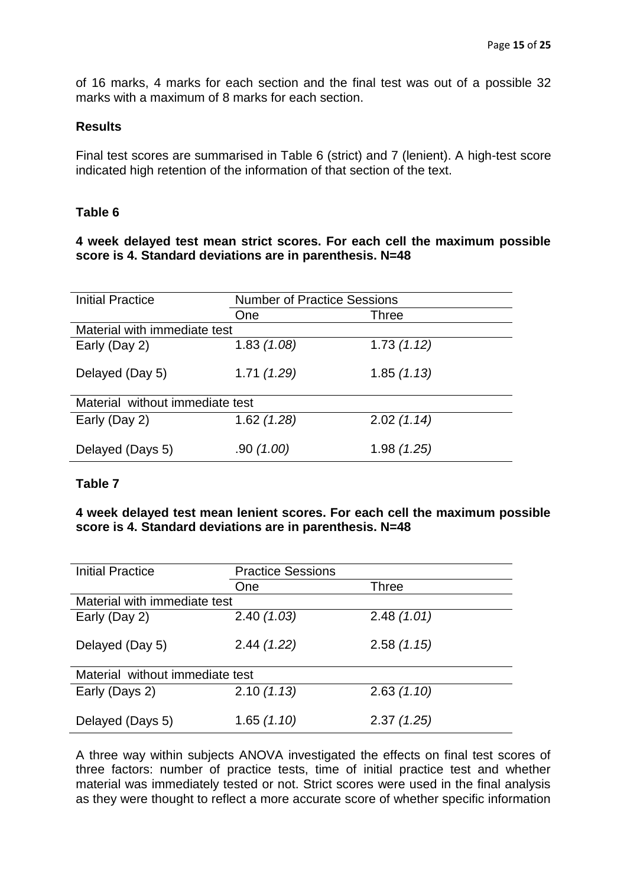of 16 marks, 4 marks for each section and the final test was out of a possible 32 marks with a maximum of 8 marks for each section.

**Results**

Final test scores are summarised in Table 6 (strict) and 7 (lenient). A high-test score indicated high retention of the information of that section of the text.

**Table 6**

**4 week delayed test mean strict scores. For each cell the maximum possible score is 4. Standard deviations are in parenthesis. N=48**

| Initial Practice | Number of Practice Sessions | |
|---|---|---|
| | One | Three |
| Material with immediate test | | |
| Early (Day 2) | 1.83 *(1.08)* | 1.73 *(1.12)* |
| Delayed (Day 5) | 1.71 *(1.29)* | 1.85 *(1.13)* |
| Material without immediate test | | |
| Early (Day 2) | 1.62 *(1.28)* | 2.02 *(1.14)* |
| Delayed (Days 5) | .90 *(1.00)* | 1.98 *(1.25)* |

**Table 7**

**4 week delayed test mean lenient scores. For each cell the maximum possible score is 4. Standard deviations are in parenthesis. N=48**

| Initial Practice | Practice Sessions | |
|---|---|---|
| | One | Three |
| Material with immediate test | | |
| Early (Day 2) | 2.40 *(1.03)* | 2.48 *(1.01)* |
| Delayed (Day 5) | 2.44 *(1.22)* | 2.58 *(1.15)* |
| Material without immediate test | | |
| Early (Days 2) | 2.10 *(1.13)* | 2.63 *(1.10)* |
| Delayed (Days 5) | 1.65 *(1.10)* | 2.37 *(1.25)* |

A three way within subjects ANOVA investigated the effects on final test scores of three factors: number of practice tests, time of initial practice test and whether material was immediately tested or not. Strict scores were used in the final analysis as they were thought to reflect a more accurate score of whether specific information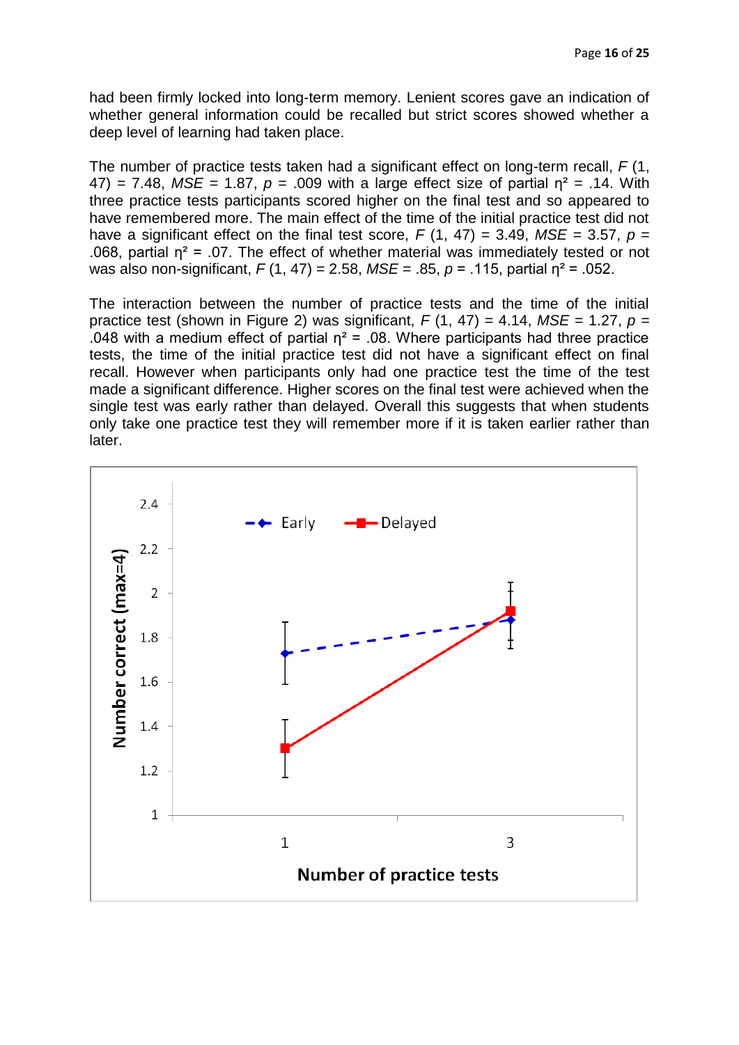had been firmly locked into long-term memory. Lenient scores gave an indication of whether general information could be recalled but strict scores showed whether a deep level of learning had taken place.

The number of practice tests taken had a significant effect on long-term recall, $F$ (1, 47) = 7.48, $MSE$ = 1.87, $p$ = .009 with a large effect size of partial $\eta^2$ = .14. With three practice tests participants scored higher on the final test and so appeared to have remembered more. The main effect of the time of the initial practice test did not have a significant effect on the final test score, $F$ (1, 47) = 3.49, $MSE$ = 3.57, $p$ = .068, partial $\eta^2$ = .07. The effect of whether material was immediately tested or not was also non-significant, $F$ (1, 47) = 2.58, $MSE$ = .85, $p$ = .115, partial $\eta^2$ = .052.

The interaction between the number of practice tests and the time of the initial practice test (shown in Figure 2) was significant, $F$ (1, 47) = 4.14, $MSE$ = 1.27, $p$ = .048 with a medium effect of partial $\eta^2$ = .08. Where participants had three practice tests, the time of the initial practice test did not have a significant effect on final recall. However when participants only had one practice test the time of the test made a significant difference. Higher scores on the final test were achieved when the single test was early rather than delayed. Overall this suggests that when students only take one practice test they will remember more if it is taken earlier rather than later.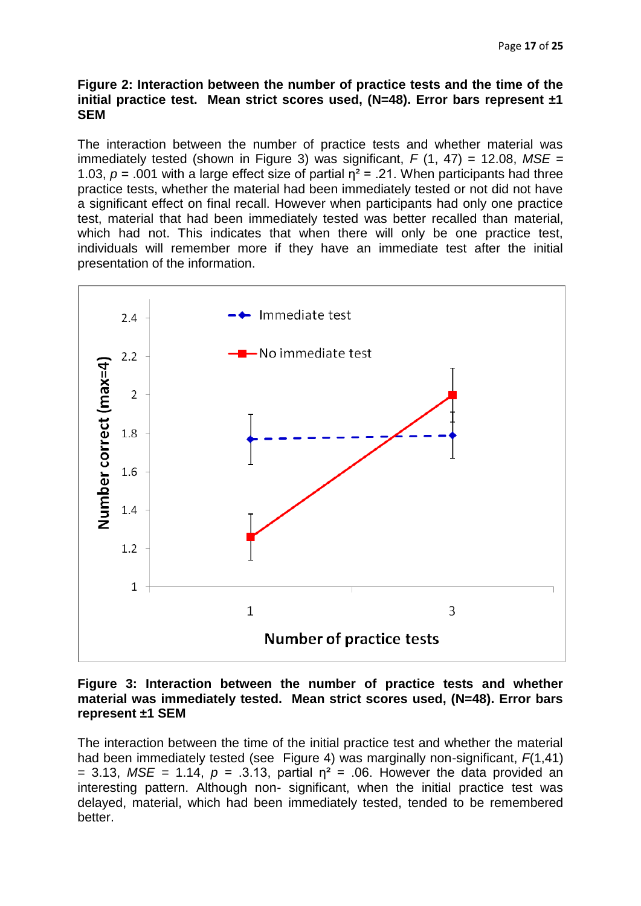**Figure 2: Interaction between the number of practice tests and the time of the initial practice test. Mean strict scores used, (N=48). Error bars represent ±1 SEM**

The interaction between the number of practice tests and whether material was immediately tested (shown in Figure 3) was significant, $F$ (1, 47) = 12.08, $MSE$ = 1.03, $p$ = .001 with a large effect size of partial $\eta^2$ = .21. When participants had three practice tests, whether the material had been immediately tested or not did not have a significant effect on final recall. However when participants had only one practice test, material that had been immediately tested was better recalled than material, which had not. This indicates that when there will only be one practice test, individuals will remember more if they have an immediate test after the initial presentation of the information.

**Figure 3: Interaction between the number of practice tests and whether material was immediately tested. Mean strict scores used, (N=48). Error bars represent ±1 SEM**

The interaction between the time of the initial practice test and whether the material had been immediately tested (see Figure 4) was marginally non-significant, $F$(1,41) = 3.13, $MSE$ = 1.14, $p$ = .3.13, partial $\eta^2$ = .06. However the data provided an interesting pattern. Although non- significant, when the initial practice test was delayed, material, which had been immediately tested, tended to be remembered better.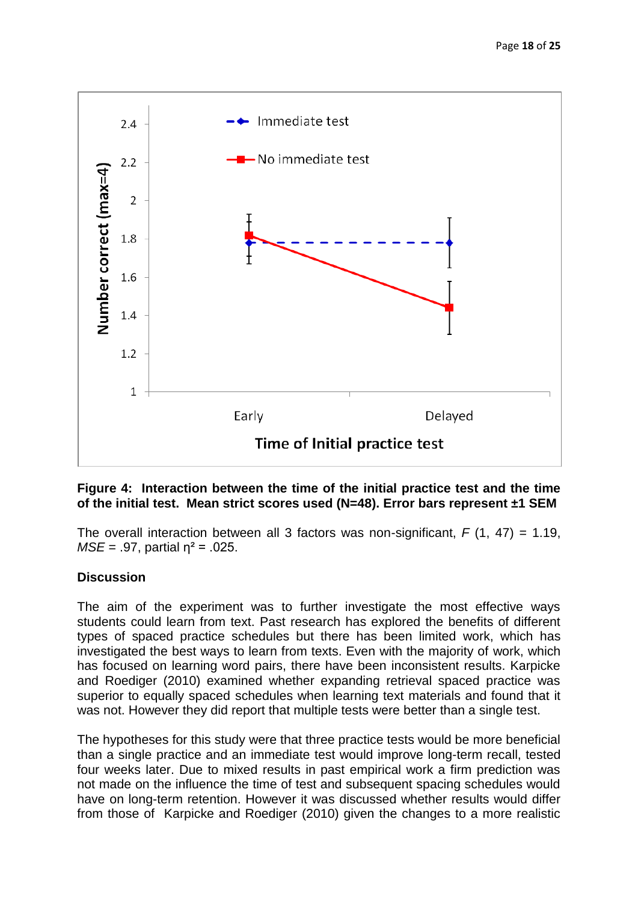**Figure 4: Interaction between the time of the initial practice test and the time of the initial test. Mean strict scores used (N=48). Error bars represent ±1 SEM**

The overall interaction between all 3 factors was non-significant, $F$ (1, 47) = 1.19, $MSE$ = .97, partial $\eta^2$ = .025.

**Discussion**

The aim of the experiment was to further investigate the most effective ways students could learn from text. Past research has explored the benefits of different types of spaced practice schedules but there has been limited work, which has investigated the best ways to learn from texts. Even with the majority of work, which has focused on learning word pairs, there have been inconsistent results. Karpicke and Roediger (2010) examined whether expanding retrieval spaced practice was superior to equally spaced schedules when learning text materials and found that it was not. However they did report that multiple tests were better than a single test.

The hypotheses for this study were that three practice tests would be more beneficial than a single practice and an immediate test would improve long-term recall, tested four weeks later. Due to mixed results in past empirical work a firm prediction was not made on the influence the time of test and subsequent spacing schedules would have on long-term retention. However it was discussed whether results would differ from those of Karpicke and Roediger (2010) given the changes to a more realistic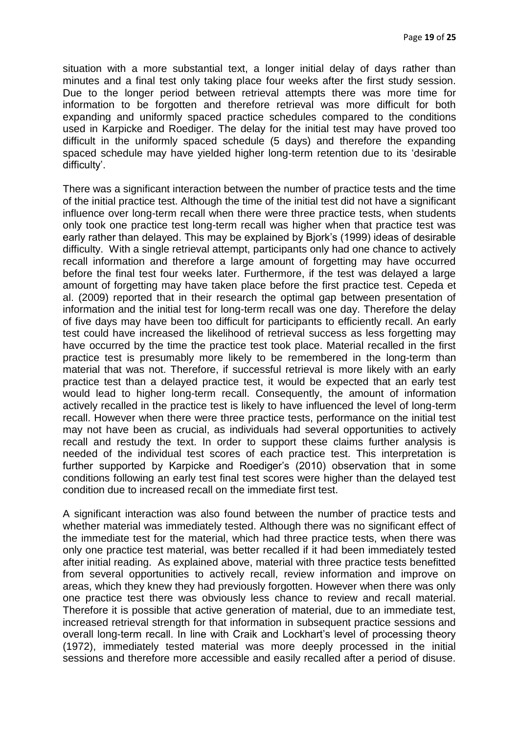situation with a more substantial text, a longer initial delay of days rather than minutes and a final test only taking place four weeks after the first study session. Due to the longer period between retrieval attempts there was more time for information to be forgotten and therefore retrieval was more difficult for both expanding and uniformly spaced practice schedules compared to the conditions used in Karpicke and Roediger. The delay for the initial test may have proved too difficult in the uniformly spaced schedule (5 days) and therefore the expanding spaced schedule may have yielded higher long-term retention due to its 'desirable difficulty'.

There was a significant interaction between the number of practice tests and the time of the initial practice test. Although the time of the initial test did not have a significant influence over long-term recall when there were three practice tests, when students only took one practice test long-term recall was higher when that practice test was early rather than delayed. This may be explained by Bjork's (1999) ideas of desirable difficulty. With a single retrieval attempt, participants only had one chance to actively recall information and therefore a large amount of forgetting may have occurred before the final test four weeks later. Furthermore, if the test was delayed a large amount of forgetting may have taken place before the first practice test. Cepeda et al. (2009) reported that in their research the optimal gap between presentation of information and the initial test for long-term recall was one day. Therefore the delay of five days may have been too difficult for participants to efficiently recall. An early test could have increased the likelihood of retrieval success as less forgetting may have occurred by the time the practice test took place. Material recalled in the first practice test is presumably more likely to be remembered in the long-term than material that was not. Therefore, if successful retrieval is more likely with an early practice test than a delayed practice test, it would be expected that an early test would lead to higher long-term recall. Consequently, the amount of information actively recalled in the practice test is likely to have influenced the level of long-term recall. However when there were three practice tests, performance on the initial test may not have been as crucial, as individuals had several opportunities to actively recall and restudy the text. In order to support these claims further analysis is needed of the individual test scores of each practice test. This interpretation is further supported by Karpicke and Roediger's (2010) observation that in some conditions following an early test final test scores were higher than the delayed test condition due to increased recall on the immediate first test.

A significant interaction was also found between the number of practice tests and whether material was immediately tested. Although there was no significant effect of the immediate test for the material, which had three practice tests, when there was only one practice test material, was better recalled if it had been immediately tested after initial reading. As explained above, material with three practice tests benefitted from several opportunities to actively recall, review information and improve on areas, which they knew they had previously forgotten. However when there was only one practice test there was obviously less chance to review and recall material. Therefore it is possible that active generation of material, due to an immediate test, increased retrieval strength for that information in subsequent practice sessions and overall long-term recall. In line with Craik and Lockhart's level of processing theory (1972), immediately tested material was more deeply processed in the initial sessions and therefore more accessible and easily recalled after a period of disuse.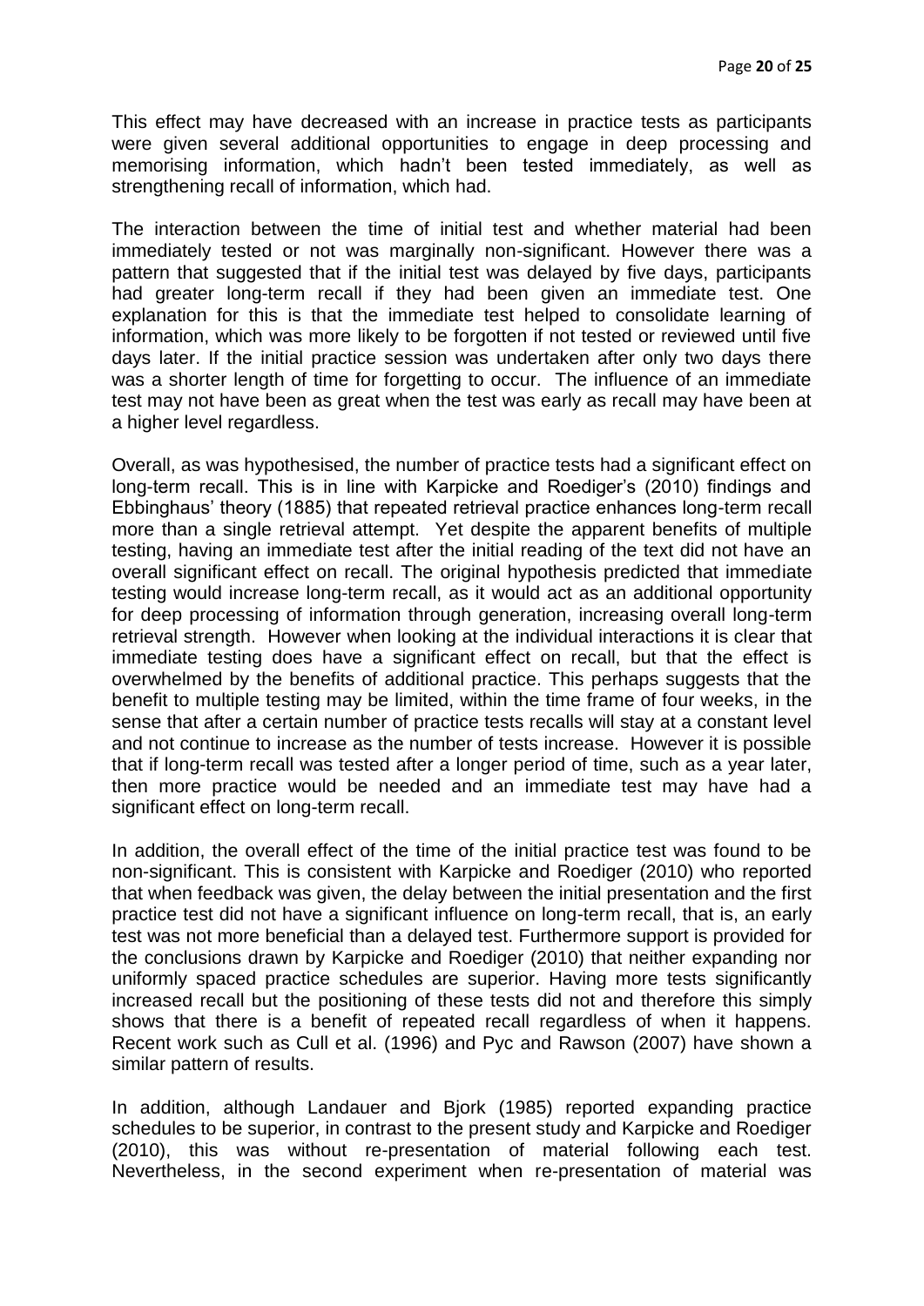This effect may have decreased with an increase in practice tests as participants were given several additional opportunities to engage in deep processing and memorising information, which hadn't been tested immediately, as well as strengthening recall of information, which had.

The interaction between the time of initial test and whether material had been immediately tested or not was marginally non-significant. However there was a pattern that suggested that if the initial test was delayed by five days, participants had greater long-term recall if they had been given an immediate test. One explanation for this is that the immediate test helped to consolidate learning of information, which was more likely to be forgotten if not tested or reviewed until five days later. If the initial practice session was undertaken after only two days there was a shorter length of time for forgetting to occur. The influence of an immediate test may not have been as great when the test was early as recall may have been at a higher level regardless.

Overall, as was hypothesised, the number of practice tests had a significant effect on long-term recall. This is in line with Karpicke and Roediger's (2010) findings and Ebbinghaus' theory (1885) that repeated retrieval practice enhances long-term recall more than a single retrieval attempt. Yet despite the apparent benefits of multiple testing, having an immediate test after the initial reading of the text did not have an overall significant effect on recall. The original hypothesis predicted that immediate testing would increase long-term recall, as it would act as an additional opportunity for deep processing of information through generation, increasing overall long-term retrieval strength. However when looking at the individual interactions it is clear that immediate testing does have a significant effect on recall, but that the effect is overwhelmed by the benefits of additional practice. This perhaps suggests that the benefit to multiple testing may be limited, within the time frame of four weeks, in the sense that after a certain number of practice tests recalls will stay at a constant level and not continue to increase as the number of tests increase. However it is possible that if long-term recall was tested after a longer period of time, such as a year later, then more practice would be needed and an immediate test may have had a significant effect on long-term recall.

In addition, the overall effect of the time of the initial practice test was found to be non-significant. This is consistent with Karpicke and Roediger (2010) who reported that when feedback was given, the delay between the initial presentation and the first practice test did not have a significant influence on long-term recall, that is, an early test was not more beneficial than a delayed test. Furthermore support is provided for the conclusions drawn by Karpicke and Roediger (2010) that neither expanding nor uniformly spaced practice schedules are superior. Having more tests significantly increased recall but the positioning of these tests did not and therefore this simply shows that there is a benefit of repeated recall regardless of when it happens. Recent work such as Cull et al. (1996) and Pyc and Rawson (2007) have shown a similar pattern of results.

In addition, although Landauer and Bjork (1985) reported expanding practice schedules to be superior, in contrast to the present study and Karpicke and Roediger (2010), this was without re-presentation of material following each test. Nevertheless, in the second experiment when re-presentation of material was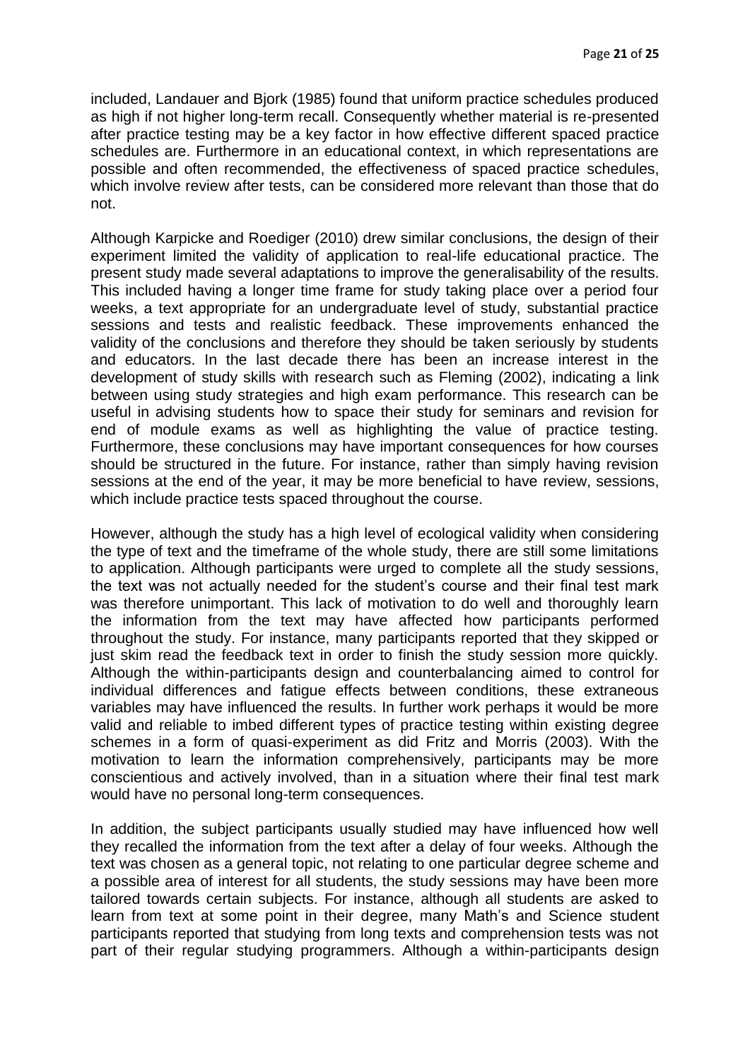included, Landauer and Bjork (1985) found that uniform practice schedules produced as high if not higher long-term recall. Consequently whether material is re-presented after practice testing may be a key factor in how effective different spaced practice schedules are. Furthermore in an educational context, in which representations are possible and often recommended, the effectiveness of spaced practice schedules, which involve review after tests, can be considered more relevant than those that do not.

Although Karpicke and Roediger (2010) drew similar conclusions, the design of their experiment limited the validity of application to real-life educational practice. The present study made several adaptations to improve the generalisability of the results. This included having a longer time frame for study taking place over a period four weeks, a text appropriate for an undergraduate level of study, substantial practice sessions and tests and realistic feedback. These improvements enhanced the validity of the conclusions and therefore they should be taken seriously by students and educators. In the last decade there has been an increase interest in the development of study skills with research such as Fleming (2002), indicating a link between using study strategies and high exam performance. This research can be useful in advising students how to space their study for seminars and revision for end of module exams as well as highlighting the value of practice testing. Furthermore, these conclusions may have important consequences for how courses should be structured in the future. For instance, rather than simply having revision sessions at the end of the year, it may be more beneficial to have review, sessions, which include practice tests spaced throughout the course.

However, although the study has a high level of ecological validity when considering the type of text and the timeframe of the whole study, there are still some limitations to application. Although participants were urged to complete all the study sessions, the text was not actually needed for the student's course and their final test mark was therefore unimportant. This lack of motivation to do well and thoroughly learn the information from the text may have affected how participants performed throughout the study. For instance, many participants reported that they skipped or just skim read the feedback text in order to finish the study session more quickly. Although the within-participants design and counterbalancing aimed to control for individual differences and fatigue effects between conditions, these extraneous variables may have influenced the results. In further work perhaps it would be more valid and reliable to imbed different types of practice testing within existing degree schemes in a form of quasi-experiment as did Fritz and Morris (2003). With the motivation to learn the information comprehensively, participants may be more conscientious and actively involved, than in a situation where their final test mark would have no personal long-term consequences.

In addition, the subject participants usually studied may have influenced how well they recalled the information from the text after a delay of four weeks. Although the text was chosen as a general topic, not relating to one particular degree scheme and a possible area of interest for all students, the study sessions may have been more tailored towards certain subjects. For instance, although all students are asked to learn from text at some point in their degree, many Math's and Science student participants reported that studying from long texts and comprehension tests was not part of their regular studying programmers. Although a within-participants design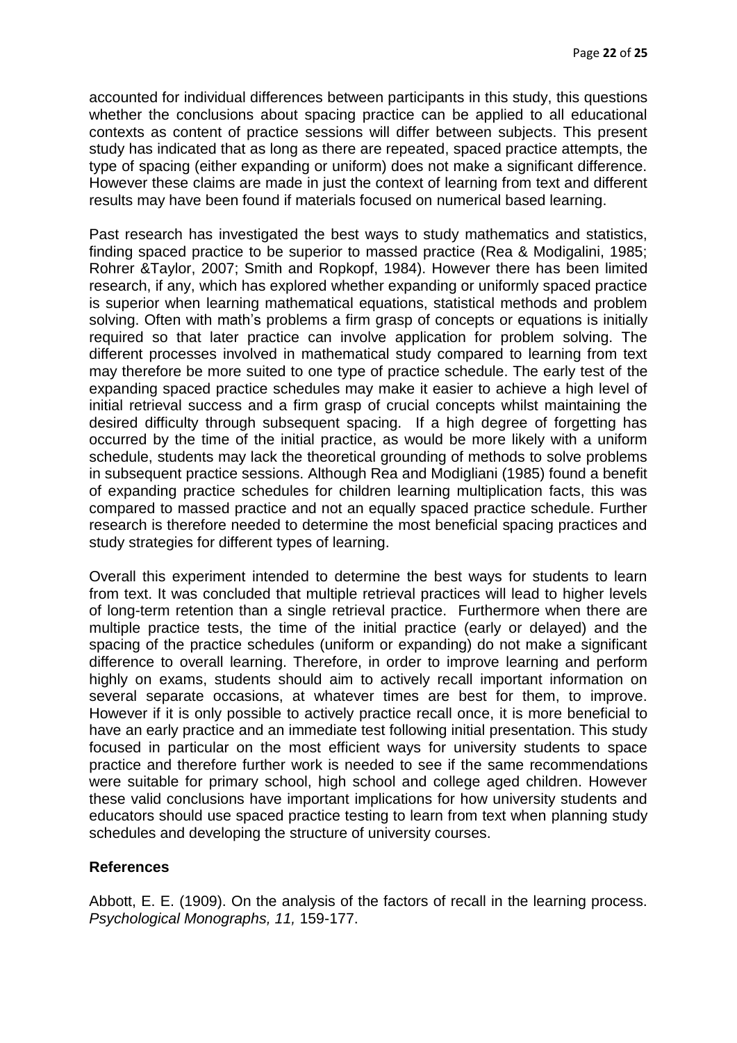accounted for individual differences between participants in this study, this questions whether the conclusions about spacing practice can be applied to all educational contexts as content of practice sessions will differ between subjects. This present study has indicated that as long as there are repeated, spaced practice attempts, the type of spacing (either expanding or uniform) does not make a significant difference. However these claims are made in just the context of learning from text and different results may have been found if materials focused on numerical based learning.

Past research has investigated the best ways to study mathematics and statistics, finding spaced practice to be superior to massed practice (Rea & Modigalini, 1985; Rohrer &Taylor, 2007; Smith and Ropkopf, 1984). However there has been limited research, if any, which has explored whether expanding or uniformly spaced practice is superior when learning mathematical equations, statistical methods and problem solving. Often with math's problems a firm grasp of concepts or equations is initially required so that later practice can involve application for problem solving. The different processes involved in mathematical study compared to learning from text may therefore be more suited to one type of practice schedule. The early test of the expanding spaced practice schedules may make it easier to achieve a high level of initial retrieval success and a firm grasp of crucial concepts whilst maintaining the desired difficulty through subsequent spacing. If a high degree of forgetting has occurred by the time of the initial practice, as would be more likely with a uniform schedule, students may lack the theoretical grounding of methods to solve problems in subsequent practice sessions. Although Rea and Modigliani (1985) found a benefit of expanding practice schedules for children learning multiplication facts, this was compared to massed practice and not an equally spaced practice schedule. Further research is therefore needed to determine the most beneficial spacing practices and study strategies for different types of learning.

Overall this experiment intended to determine the best ways for students to learn from text. It was concluded that multiple retrieval practices will lead to higher levels of long-term retention than a single retrieval practice. Furthermore when there are multiple practice tests, the time of the initial practice (early or delayed) and the spacing of the practice schedules (uniform or expanding) do not make a significant difference to overall learning. Therefore, in order to improve learning and perform highly on exams, students should aim to actively recall important information on several separate occasions, at whatever times are best for them, to improve. However if it is only possible to actively practice recall once, it is more beneficial to have an early practice and an immediate test following initial presentation. This study focused in particular on the most efficient ways for university students to space practice and therefore further work is needed to see if the same recommendations were suitable for primary school, high school and college aged children. However these valid conclusions have important implications for how university students and educators should use spaced practice testing to learn from text when planning study schedules and developing the structure of university courses.

## References

Abbott, E. E. (1909). On the analysis of the factors of recall in the learning process. *Psychological Monographs, 11,* 159-177.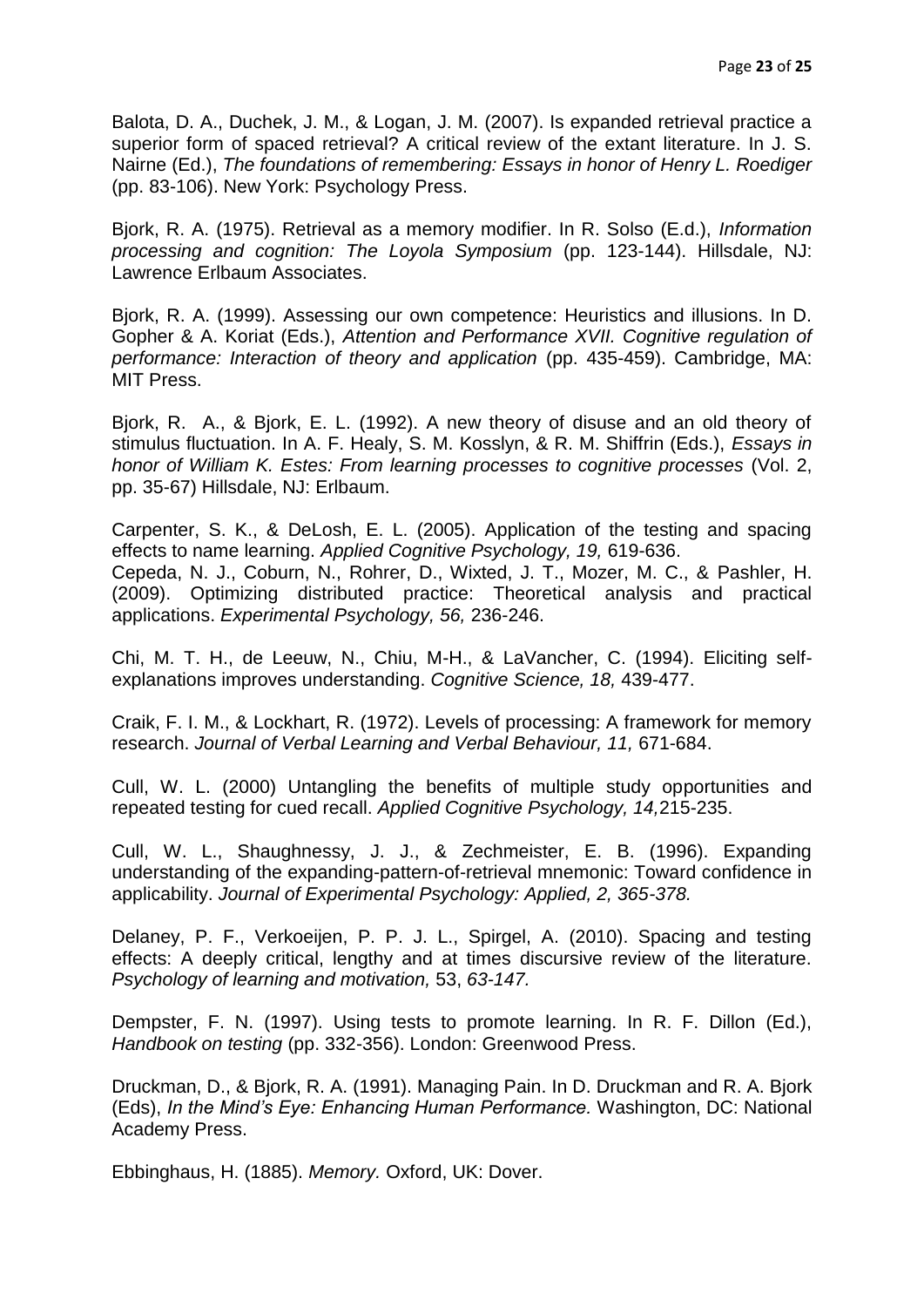Balota, D. A., Duchek, J. M., & Logan, J. M. (2007). Is expanded retrieval practice a superior form of spaced retrieval? A critical review of the extant literature. In J. S. Nairne (Ed.), *The foundations of remembering: Essays in honor of Henry L. Roediger* (pp. 83-106). New York: Psychology Press.

Bjork, R. A. (1975). Retrieval as a memory modifier. In R. Solso (E.d.), *Information processing and cognition: The Loyola Symposium* (pp. 123-144). Hillsdale, NJ: Lawrence Erlbaum Associates.

Bjork, R. A. (1999). Assessing our own competence: Heuristics and illusions. In D. Gopher & A. Koriat (Eds.), *Attention and Performance XVII. Cognitive regulation of performance: Interaction of theory and application* (pp. 435-459). Cambridge, MA: MIT Press.

Bjork, R. A., & Bjork, E. L. (1992). A new theory of disuse and an old theory of stimulus fluctuation. In A. F. Healy, S. M. Kosslyn, & R. M. Shiffrin (Eds.), *Essays in honor of William K. Estes: From learning processes to cognitive processes* (Vol. 2, pp. 35-67) Hillsdale, NJ: Erlbaum.

Carpenter, S. K., & DeLosh, E. L. (2005). Application of the testing and spacing effects to name learning. *Applied Cognitive Psychology, 19,* 619-636.

Cepeda, N. J., Coburn, N., Rohrer, D., Wixted, J. T., Mozer, M. C., & Pashler, H. (2009). Optimizing distributed practice: Theoretical analysis and practical applications. *Experimental Psychology, 56,* 236-246.

Chi, M. T. H., de Leeuw, N., Chiu, M-H., & LaVancher, C. (1994). Eliciting self-explanations improves understanding. *Cognitive Science, 18,* 439-477.

Craik, F. I. M., & Lockhart, R. (1972). Levels of processing: A framework for memory research. *Journal of Verbal Learning and Verbal Behaviour, 11,* 671-684.

Cull, W. L. (2000) Untangling the benefits of multiple study opportunities and repeated testing for cued recall. *Applied Cognitive Psychology, 14,*215-235.

Cull, W. L., Shaughnessy, J. J., & Zechmeister, E. B. (1996). Expanding understanding of the expanding-pattern-of-retrieval mnemonic: Toward confidence in applicability. *Journal of Experimental Psychology: Applied, 2, 365-378.*

Delaney, P. F., Verkoeijen, P. P. J. L., Spirgel, A. (2010). Spacing and testing effects: A deeply critical, lengthy and at times discursive review of the literature. *Psychology of learning and motivation,* 53, *63-147.*

Dempster, F. N. (1997). Using tests to promote learning. In R. F. Dillon (Ed.), *Handbook on testing* (pp. 332-356). London: Greenwood Press.

Druckman, D., & Bjork, R. A. (1991). Managing Pain. In D. Druckman and R. A. Bjork (Eds), *In the Mind's Eye: Enhancing Human Performance.* Washington, DC: National Academy Press.

Ebbinghaus, H. (1885). *Memory.* Oxford, UK: Dover.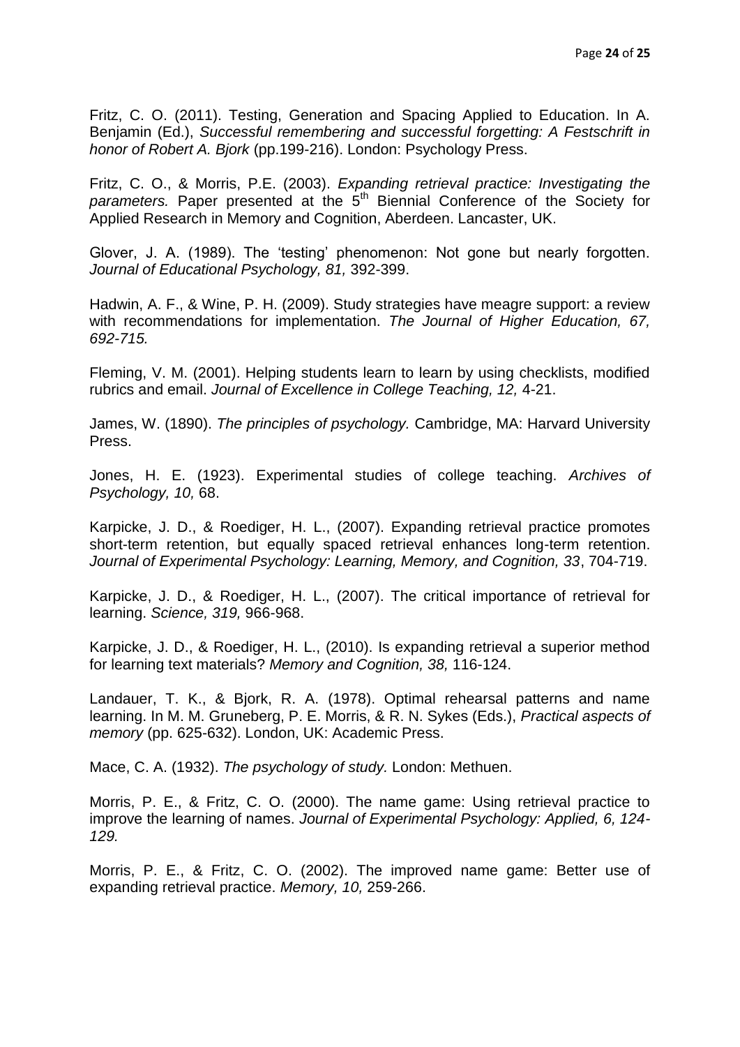Fritz, C. O. (2011). Testing, Generation and Spacing Applied to Education. In A. Benjamin (Ed.), *Successful remembering and successful forgetting: A Festschrift in honor of Robert A. Bjork* (pp.199-216). London: Psychology Press.

Fritz, C. O., & Morris, P.E. (2003). *Expanding retrieval practice: Investigating the parameters.* Paper presented at the 5th Biennial Conference of the Society for Applied Research in Memory and Cognition, Aberdeen. Lancaster, UK.

Glover, J. A. (1989). The 'testing' phenomenon: Not gone but nearly forgotten. *Journal of Educational Psychology, 81,* 392-399.

Hadwin, A. F., & Wine, P. H. (2009). Study strategies have meagre support: a review with recommendations for implementation. *The Journal of Higher Education, 67, 692-715.*

Fleming, V. M. (2001). Helping students learn to learn by using checklists, modified rubrics and email. *Journal of Excellence in College Teaching, 12,* 4-21.

James, W. (1890). *The principles of psychology.* Cambridge, MA: Harvard University Press.

Jones, H. E. (1923). Experimental studies of college teaching. *Archives of Psychology, 10,* 68.

Karpicke, J. D., & Roediger, H. L., (2007). Expanding retrieval practice promotes short-term retention, but equally spaced retrieval enhances long-term retention. *Journal of Experimental Psychology: Learning, Memory, and Cognition, 33*, 704-719.

Karpicke, J. D., & Roediger, H. L., (2007). The critical importance of retrieval for learning. *Science, 319,* 966-968.

Karpicke, J. D., & Roediger, H. L., (2010). Is expanding retrieval a superior method for learning text materials? *Memory and Cognition, 38,* 116-124.

Landauer, T. K., & Bjork, R. A. (1978). Optimal rehearsal patterns and name learning. In M. M. Gruneberg, P. E. Morris, & R. N. Sykes (Eds.), *Practical aspects of memory* (pp. 625-632). London, UK: Academic Press.

Mace, C. A. (1932). *The psychology of study.* London: Methuen.

Morris, P. E., & Fritz, C. O. (2000). The name game: Using retrieval practice to improve the learning of names. *Journal of Experimental Psychology: Applied, 6, 124-129.*

Morris, P. E., & Fritz, C. O. (2002). The improved name game: Better use of expanding retrieval practice. *Memory, 10,* 259-266.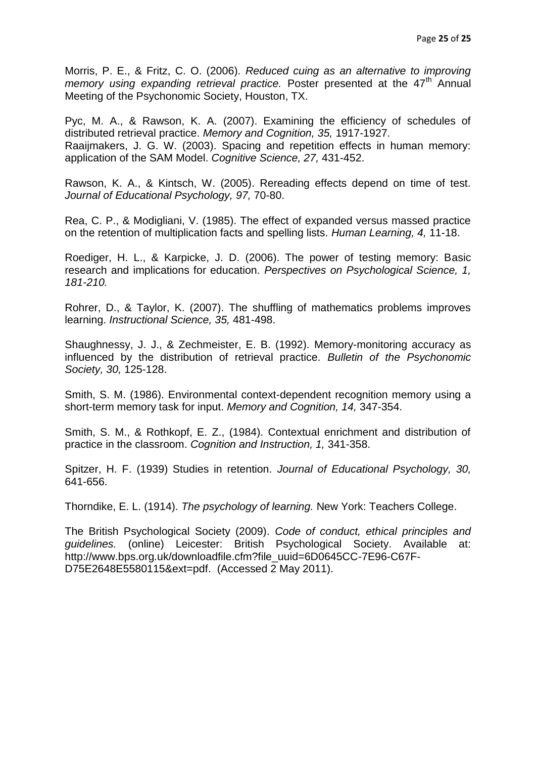Morris, P. E., & Fritz, C. O. (2006). *Reduced cuing as an alternative to improving memory using expanding retrieval practice.* Poster presented at the 47th Annual Meeting of the Psychonomic Society, Houston, TX.

Pyc, M. A., & Rawson, K. A. (2007). Examining the efficiency of schedules of distributed retrieval practice. *Memory and Cognition, 35,* 1917-1927.
Raaijmakers, J. G. W. (2003). Spacing and repetition effects in human memory: application of the SAM Model. *Cognitive Science, 27,* 431-452.

Rawson, K. A., & Kintsch, W. (2005). Rereading effects depend on time of test. *Journal of Educational Psychology, 97,* 70-80.

Rea, C. P., & Modigliani, V. (1985). The effect of expanded versus massed practice on the retention of multiplication facts and spelling lists. *Human Learning, 4,* 11-18.

Roediger, H. L., & Karpicke, J. D. (2006). The power of testing memory: Basic research and implications for education. *Perspectives on Psychological Science, 1, 181-210.*

Rohrer, D., & Taylor, K. (2007). The shuffling of mathematics problems improves learning. *Instructional Science, 35,* 481-498.

Shaughnessy, J. J., & Zechmeister, E. B. (1992). Memory-monitoring accuracy as influenced by the distribution of retrieval practice. *Bulletin of the Psychonomic Society, 30,* 125-128.

Smith, S. M. (1986). Environmental context-dependent recognition memory using a short-term memory task for input. *Memory and Cognition, 14,* 347-354.

Smith, S. M., & Rothkopf, E. Z., (1984). Contextual enrichment and distribution of practice in the classroom. *Cognition and Instruction, 1,* 341-358.

Spitzer, H. F. (1939) Studies in retention. *Journal of Educational Psychology, 30,* 641-656.

Thorndike, E. L. (1914). *The psychology of learning.* New York: Teachers College.

The British Psychological Society (2009). *Code of conduct, ethical principles and guidelines.* (online) Leicester: British Psychological Society. Available at: http://www.bps.org.uk/downloadfile.cfm?file_uuid=6D0645CC-7E96-C67F-D75E2648E5580115&ext=pdf. (Accessed 2 May 2011).